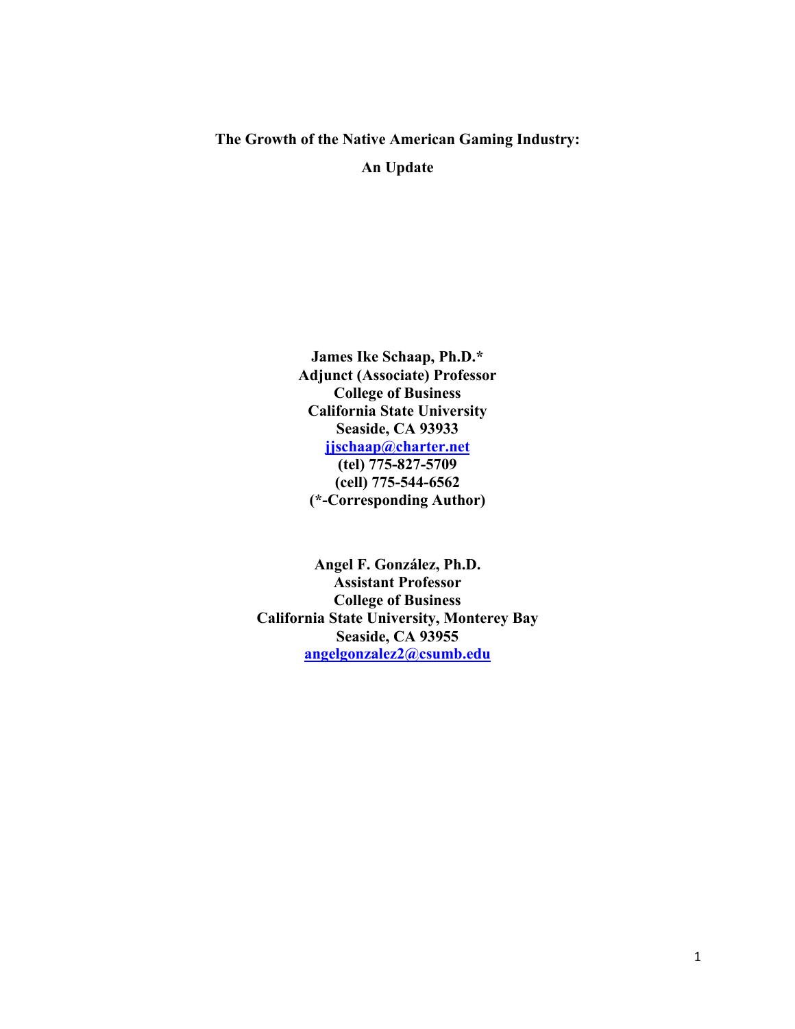# The Growth of the Native American Gaming Industry:

## An Update

**James Ike Schaap, Ph.D.***
**Adjunct (Associate) Professor**
**College of Business**
**California State University**
**Seaside, CA 93933**
**jjschaap@charter.net**
**(tel) 775-827-5709**
**(cell) 775-544-6562**
**(*-Corresponding Author)**

**Angel F. González, Ph.D.**
**Assistant Professor**
**College of Business**
**California State University, Monterey Bay**
**Seaside, CA 93955**
**angelgonzalez2@csumb.edu**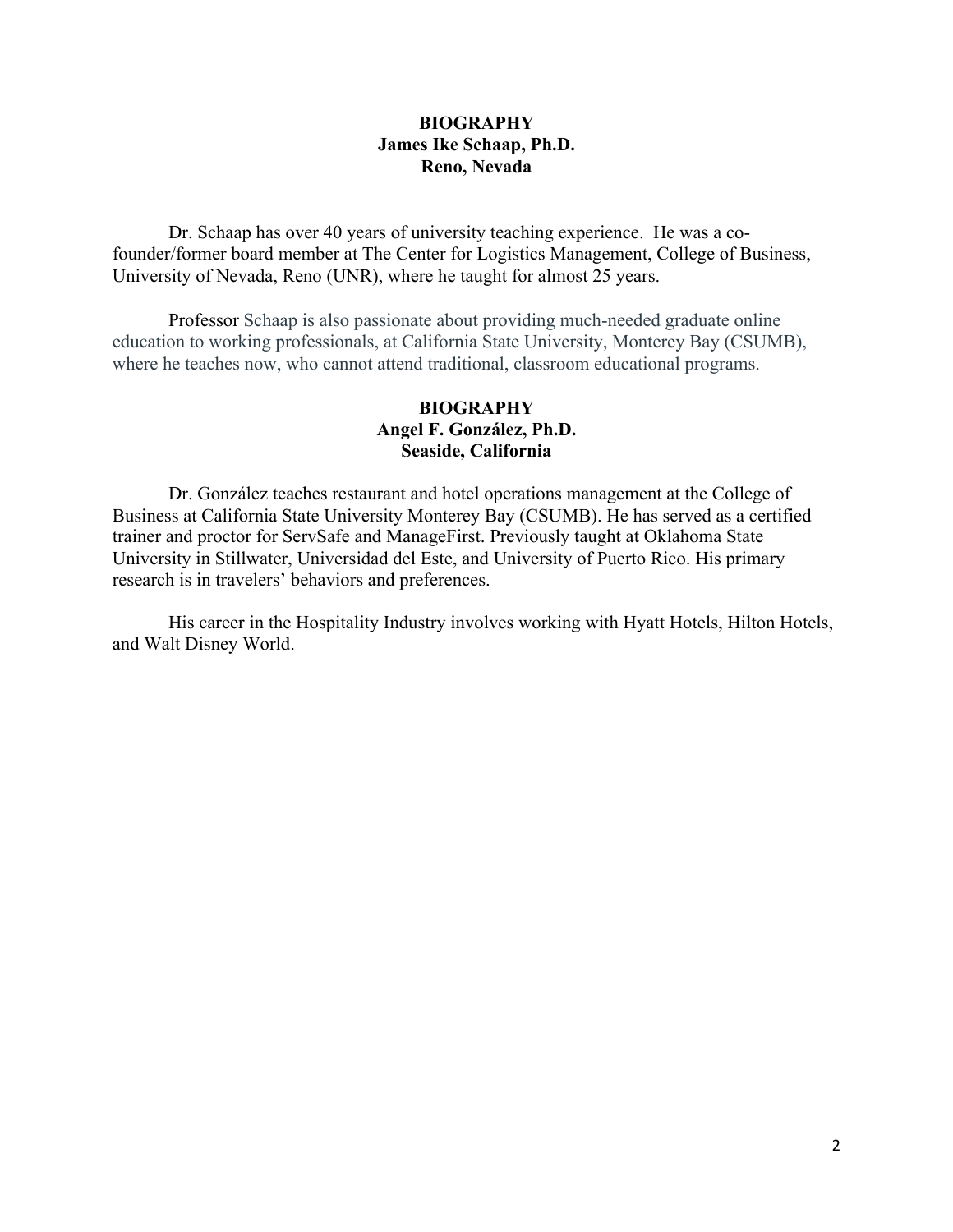## BIOGRAPHY
## James Ike Schaap, Ph.D.
## Reno, Nevada

Dr. Schaap has over 40 years of university teaching experience. He was a co-founder/former board member at The Center for Logistics Management, College of Business, University of Nevada, Reno (UNR), where he taught for almost 25 years.

Professor Schaap is also passionate about providing much-needed graduate online education to working professionals, at California State University, Monterey Bay (CSUMB), where he teaches now, who cannot attend traditional, classroom educational programs.

## BIOGRAPHY
## Angel F. González, Ph.D.
## Seaside, California

Dr. González teaches restaurant and hotel operations management at the College of Business at California State University Monterey Bay (CSUMB). He has served as a certified trainer and proctor for ServSafe and ManageFirst. Previously taught at Oklahoma State University in Stillwater, Universidad del Este, and University of Puerto Rico. His primary research is in travelers' behaviors and preferences.

His career in the Hospitality Industry involves working with Hyatt Hotels, Hilton Hotels, and Walt Disney World.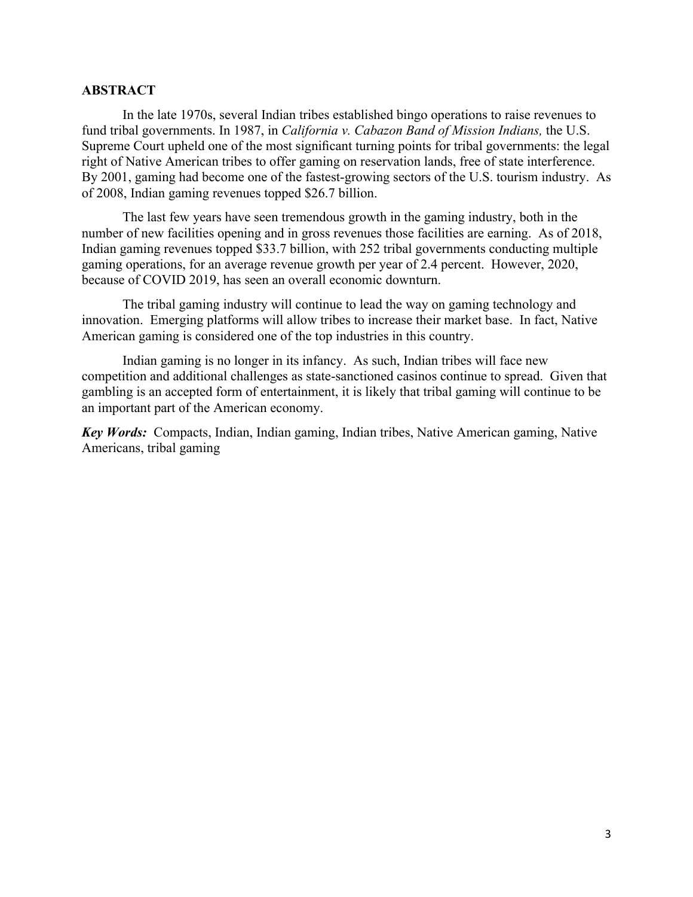## ABSTRACT

In the late 1970s, several Indian tribes established bingo operations to raise revenues to fund tribal governments. In 1987, in *California v. Cabazon Band of Mission Indians,* the U.S. Supreme Court upheld one of the most significant turning points for tribal governments: the legal right of Native American tribes to offer gaming on reservation lands, free of state interference. By 2001, gaming had become one of the fastest-growing sectors of the U.S. tourism industry. As of 2008, Indian gaming revenues topped $26.7 billion.

The last few years have seen tremendous growth in the gaming industry, both in the number of new facilities opening and in gross revenues those facilities are earning. As of 2018, Indian gaming revenues topped $33.7 billion, with 252 tribal governments conducting multiple gaming operations, for an average revenue growth per year of 2.4 percent. However, 2020, because of COVID 2019, has seen an overall economic downturn.

The tribal gaming industry will continue to lead the way on gaming technology and innovation. Emerging platforms will allow tribes to increase their market base. In fact, Native American gaming is considered one of the top industries in this country.

Indian gaming is no longer in its infancy. As such, Indian tribes will face new competition and additional challenges as state-sanctioned casinos continue to spread. Given that gambling is an accepted form of entertainment, it is likely that tribal gaming will continue to be an important part of the American economy.

***Key Words:*** Compacts, Indian, Indian gaming, Indian tribes, Native American gaming, Native Americans, tribal gaming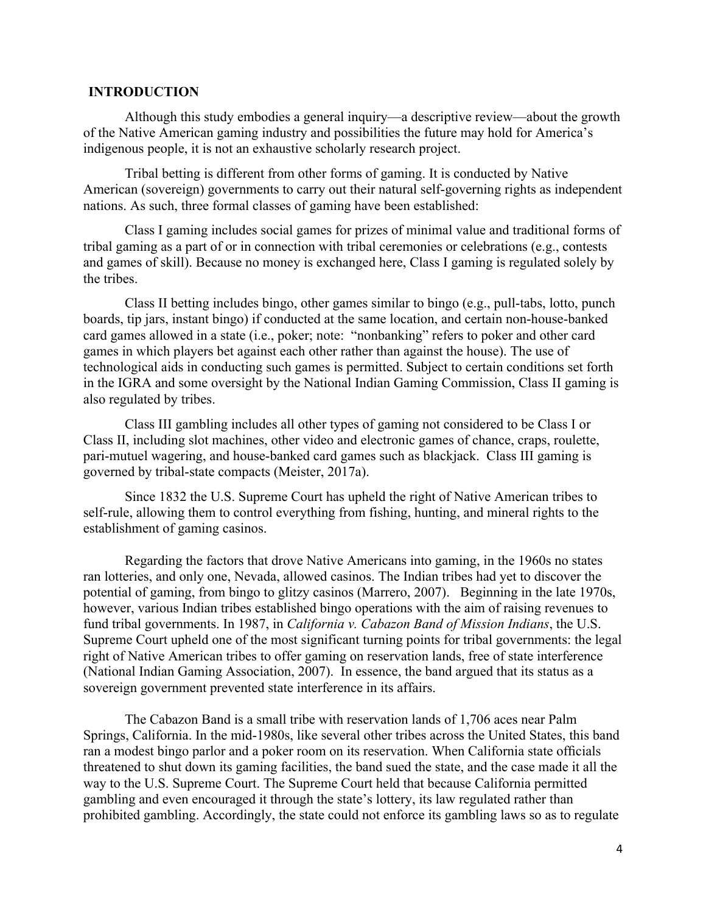## INTRODUCTION

Although this study embodies a general inquiry—a descriptive review—about the growth of the Native American gaming industry and possibilities the future may hold for America's indigenous people, it is not an exhaustive scholarly research project.

Tribal betting is different from other forms of gaming. It is conducted by Native American (sovereign) governments to carry out their natural self-governing rights as independent nations. As such, three formal classes of gaming have been established:

Class I gaming includes social games for prizes of minimal value and traditional forms of tribal gaming as a part of or in connection with tribal ceremonies or celebrations (e.g., contests and games of skill). Because no money is exchanged here, Class I gaming is regulated solely by the tribes.

Class II betting includes bingo, other games similar to bingo (e.g., pull-tabs, lotto, punch boards, tip jars, instant bingo) if conducted at the same location, and certain non-house-banked card games allowed in a state (i.e., poker; note: "nonbanking" refers to poker and other card games in which players bet against each other rather than against the house). The use of technological aids in conducting such games is permitted. Subject to certain conditions set forth in the IGRA and some oversight by the National Indian Gaming Commission, Class II gaming is also regulated by tribes.

Class III gambling includes all other types of gaming not considered to be Class I or Class II, including slot machines, other video and electronic games of chance, craps, roulette, pari-mutuel wagering, and house-banked card games such as blackjack. Class III gaming is governed by tribal-state compacts (Meister, 2017a).

Since 1832 the U.S. Supreme Court has upheld the right of Native American tribes to self-rule, allowing them to control everything from fishing, hunting, and mineral rights to the establishment of gaming casinos.

Regarding the factors that drove Native Americans into gaming, in the 1960s no states ran lotteries, and only one, Nevada, allowed casinos. The Indian tribes had yet to discover the potential of gaming, from bingo to glitzy casinos (Marrero, 2007). Beginning in the late 1970s, however, various Indian tribes established bingo operations with the aim of raising revenues to fund tribal governments. In 1987, in *California v. Cabazon Band of Mission Indians*, the U.S. Supreme Court upheld one of the most significant turning points for tribal governments: the legal right of Native American tribes to offer gaming on reservation lands, free of state interference (National Indian Gaming Association, 2007). In essence, the band argued that its status as a sovereign government prevented state interference in its affairs.

The Cabazon Band is a small tribe with reservation lands of 1,706 aces near Palm Springs, California. In the mid-1980s, like several other tribes across the United States, this band ran a modest bingo parlor and a poker room on its reservation. When California state officials threatened to shut down its gaming facilities, the band sued the state, and the case made it all the way to the U.S. Supreme Court. The Supreme Court held that because California permitted gambling and even encouraged it through the state's lottery, its law regulated rather than prohibited gambling. Accordingly, the state could not enforce its gambling laws so as to regulate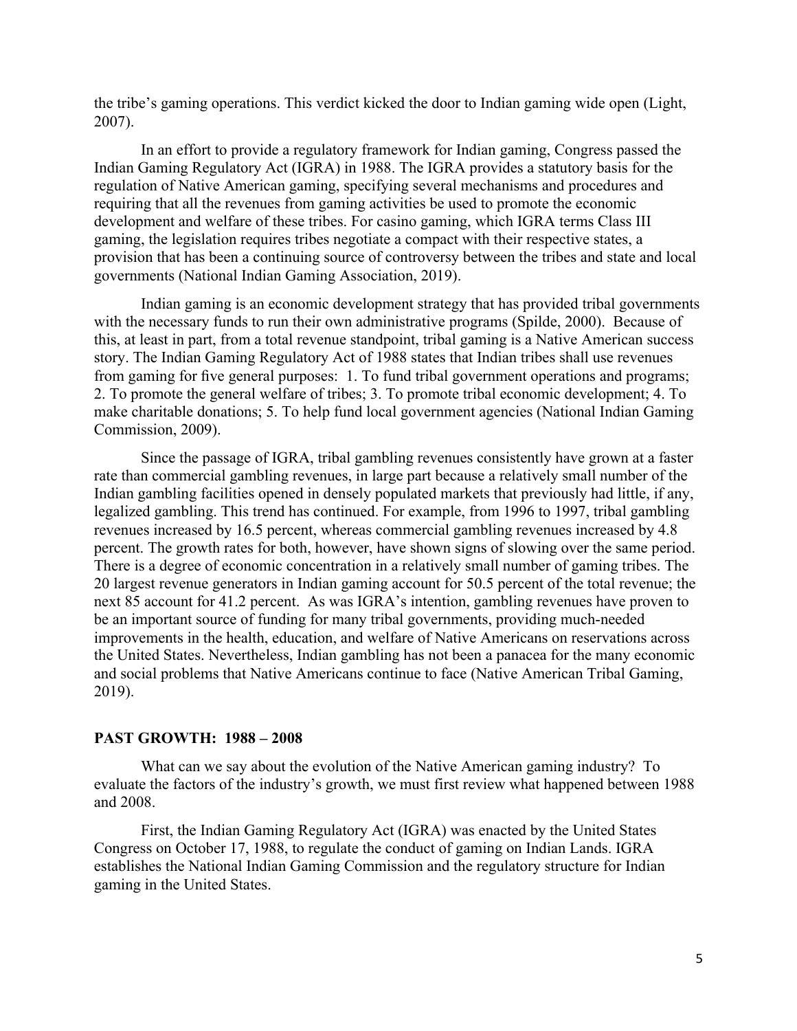the tribe's gaming operations. This verdict kicked the door to Indian gaming wide open (Light, 2007).

In an effort to provide a regulatory framework for Indian gaming, Congress passed the Indian Gaming Regulatory Act (IGRA) in 1988. The IGRA provides a statutory basis for the regulation of Native American gaming, specifying several mechanisms and procedures and requiring that all the revenues from gaming activities be used to promote the economic development and welfare of these tribes. For casino gaming, which IGRA terms Class III gaming, the legislation requires tribes negotiate a compact with their respective states, a provision that has been a continuing source of controversy between the tribes and state and local governments (National Indian Gaming Association, 2019).

Indian gaming is an economic development strategy that has provided tribal governments with the necessary funds to run their own administrative programs (Spilde, 2000). Because of this, at least in part, from a total revenue standpoint, tribal gaming is a Native American success story. The Indian Gaming Regulatory Act of 1988 states that Indian tribes shall use revenues from gaming for five general purposes: 1. To fund tribal government operations and programs; 2. To promote the general welfare of tribes; 3. To promote tribal economic development; 4. To make charitable donations; 5. To help fund local government agencies (National Indian Gaming Commission, 2009).

Since the passage of IGRA, tribal gambling revenues consistently have grown at a faster rate than commercial gambling revenues, in large part because a relatively small number of the Indian gambling facilities opened in densely populated markets that previously had little, if any, legalized gambling. This trend has continued. For example, from 1996 to 1997, tribal gambling revenues increased by 16.5 percent, whereas commercial gambling revenues increased by 4.8 percent. The growth rates for both, however, have shown signs of slowing over the same period. There is a degree of economic concentration in a relatively small number of gaming tribes. The 20 largest revenue generators in Indian gaming account for 50.5 percent of the total revenue; the next 85 account for 41.2 percent. As was IGRA's intention, gambling revenues have proven to be an important source of funding for many tribal governments, providing much-needed improvements in the health, education, and welfare of Native Americans on reservations across the United States. Nevertheless, Indian gambling has not been a panacea for the many economic and social problems that Native Americans continue to face (Native American Tribal Gaming, 2019).

## PAST GROWTH: 1988 – 2008

What can we say about the evolution of the Native American gaming industry? To evaluate the factors of the industry's growth, we must first review what happened between 1988 and 2008.

First, the Indian Gaming Regulatory Act (IGRA) was enacted by the United States Congress on October 17, 1988, to regulate the conduct of gaming on Indian Lands. IGRA establishes the National Indian Gaming Commission and the regulatory structure for Indian gaming in the United States.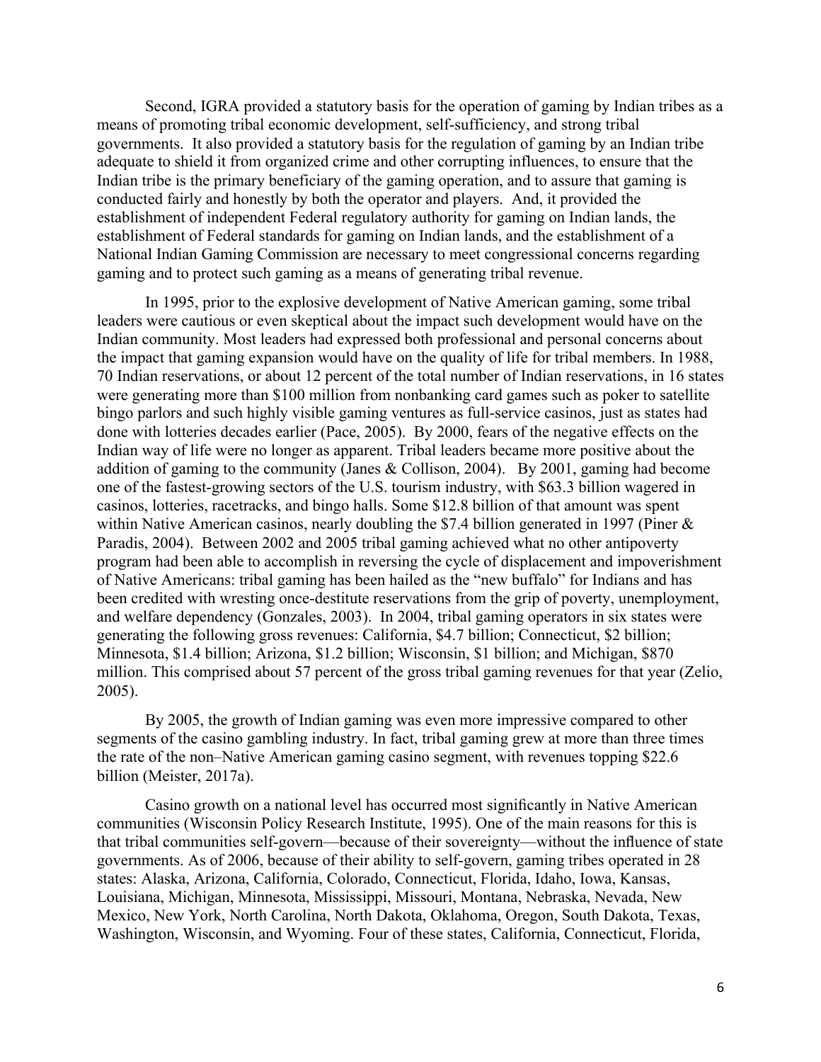Second, IGRA provided a statutory basis for the operation of gaming by Indian tribes as a means of promoting tribal economic development, self-sufficiency, and strong tribal governments. It also provided a statutory basis for the regulation of gaming by an Indian tribe adequate to shield it from organized crime and other corrupting influences, to ensure that the Indian tribe is the primary beneficiary of the gaming operation, and to assure that gaming is conducted fairly and honestly by both the operator and players. And, it provided the establishment of independent Federal regulatory authority for gaming on Indian lands, the establishment of Federal standards for gaming on Indian lands, and the establishment of a National Indian Gaming Commission are necessary to meet congressional concerns regarding gaming and to protect such gaming as a means of generating tribal revenue.

In 1995, prior to the explosive development of Native American gaming, some tribal leaders were cautious or even skeptical about the impact such development would have on the Indian community. Most leaders had expressed both professional and personal concerns about the impact that gaming expansion would have on the quality of life for tribal members. In 1988, 70 Indian reservations, or about 12 percent of the total number of Indian reservations, in 16 states were generating more than $100 million from nonbanking card games such as poker to satellite bingo parlors and such highly visible gaming ventures as full-service casinos, just as states had done with lotteries decades earlier (Pace, 2005). By 2000, fears of the negative effects on the Indian way of life were no longer as apparent. Tribal leaders became more positive about the addition of gaming to the community (Janes & Collison, 2004). By 2001, gaming had become one of the fastest-growing sectors of the U.S. tourism industry, with $63.3 billion wagered in casinos, lotteries, racetracks, and bingo halls. Some $12.8 billion of that amount was spent within Native American casinos, nearly doubling the $7.4 billion generated in 1997 (Piner & Paradis, 2004). Between 2002 and 2005 tribal gaming achieved what no other antipoverty program had been able to accomplish in reversing the cycle of displacement and impoverishment of Native Americans: tribal gaming has been hailed as the "new buffalo" for Indians and has been credited with wresting once-destitute reservations from the grip of poverty, unemployment, and welfare dependency (Gonzales, 2003). In 2004, tribal gaming operators in six states were generating the following gross revenues: California, $4.7 billion; Connecticut, $2 billion; Minnesota, $1.4 billion; Arizona, $1.2 billion; Wisconsin, $1 billion; and Michigan, $870 million. This comprised about 57 percent of the gross tribal gaming revenues for that year (Zelio, 2005).

By 2005, the growth of Indian gaming was even more impressive compared to other segments of the casino gambling industry. In fact, tribal gaming grew at more than three times the rate of the non–Native American gaming casino segment, with revenues topping $22.6 billion (Meister, 2017a).

Casino growth on a national level has occurred most significantly in Native American communities (Wisconsin Policy Research Institute, 1995). One of the main reasons for this is that tribal communities self-govern—because of their sovereignty—without the influence of state governments. As of 2006, because of their ability to self-govern, gaming tribes operated in 28 states: Alaska, Arizona, California, Colorado, Connecticut, Florida, Idaho, Iowa, Kansas, Louisiana, Michigan, Minnesota, Mississippi, Missouri, Montana, Nebraska, Nevada, New Mexico, New York, North Carolina, North Dakota, Oklahoma, Oregon, South Dakota, Texas, Washington, Wisconsin, and Wyoming. Four of these states, California, Connecticut, Florida,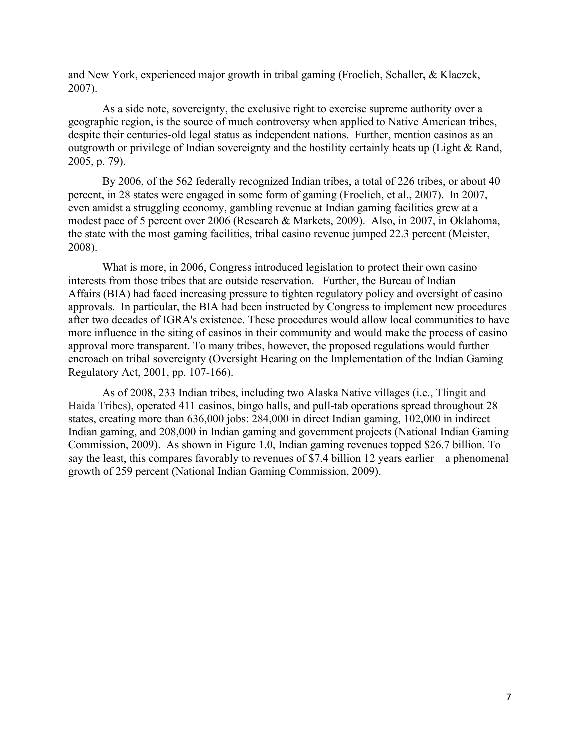and New York, experienced major growth in tribal gaming (Froelich, Schaller, & Klaczek, 2007).

As a side note, sovereignty, the exclusive right to exercise supreme authority over a geographic region, is the source of much controversy when applied to Native American tribes, despite their centuries-old legal status as independent nations. Further, mention casinos as an outgrowth or privilege of Indian sovereignty and the hostility certainly heats up (Light & Rand, 2005, p. 79).

By 2006, of the 562 federally recognized Indian tribes, a total of 226 tribes, or about 40 percent, in 28 states were engaged in some form of gaming (Froelich, et al., 2007). In 2007, even amidst a struggling economy, gambling revenue at Indian gaming facilities grew at a modest pace of 5 percent over 2006 (Research & Markets, 2009). Also, in 2007, in Oklahoma, the state with the most gaming facilities, tribal casino revenue jumped 22.3 percent (Meister, 2008).

What is more, in 2006, Congress introduced legislation to protect their own casino interests from those tribes that are outside reservation. Further, the Bureau of Indian Affairs (BIA) had faced increasing pressure to tighten regulatory policy and oversight of casino approvals. In particular, the BIA had been instructed by Congress to implement new procedures after two decades of IGRA's existence. These procedures would allow local communities to have more influence in the siting of casinos in their community and would make the process of casino approval more transparent. To many tribes, however, the proposed regulations would further encroach on tribal sovereignty (Oversight Hearing on the Implementation of the Indian Gaming Regulatory Act, 2001, pp. 107-166).

As of 2008, 233 Indian tribes, including two Alaska Native villages (i.e., Tlingit and Haida Tribes), operated 411 casinos, bingo halls, and pull-tab operations spread throughout 28 states, creating more than 636,000 jobs: 284,000 in direct Indian gaming, 102,000 in indirect Indian gaming, and 208,000 in Indian gaming and government projects (National Indian Gaming Commission, 2009). As shown in Figure 1.0, Indian gaming revenues topped \$26.7 billion. To say the least, this compares favorably to revenues of \$7.4 billion 12 years earlier—a phenomenal growth of 259 percent (National Indian Gaming Commission, 2009).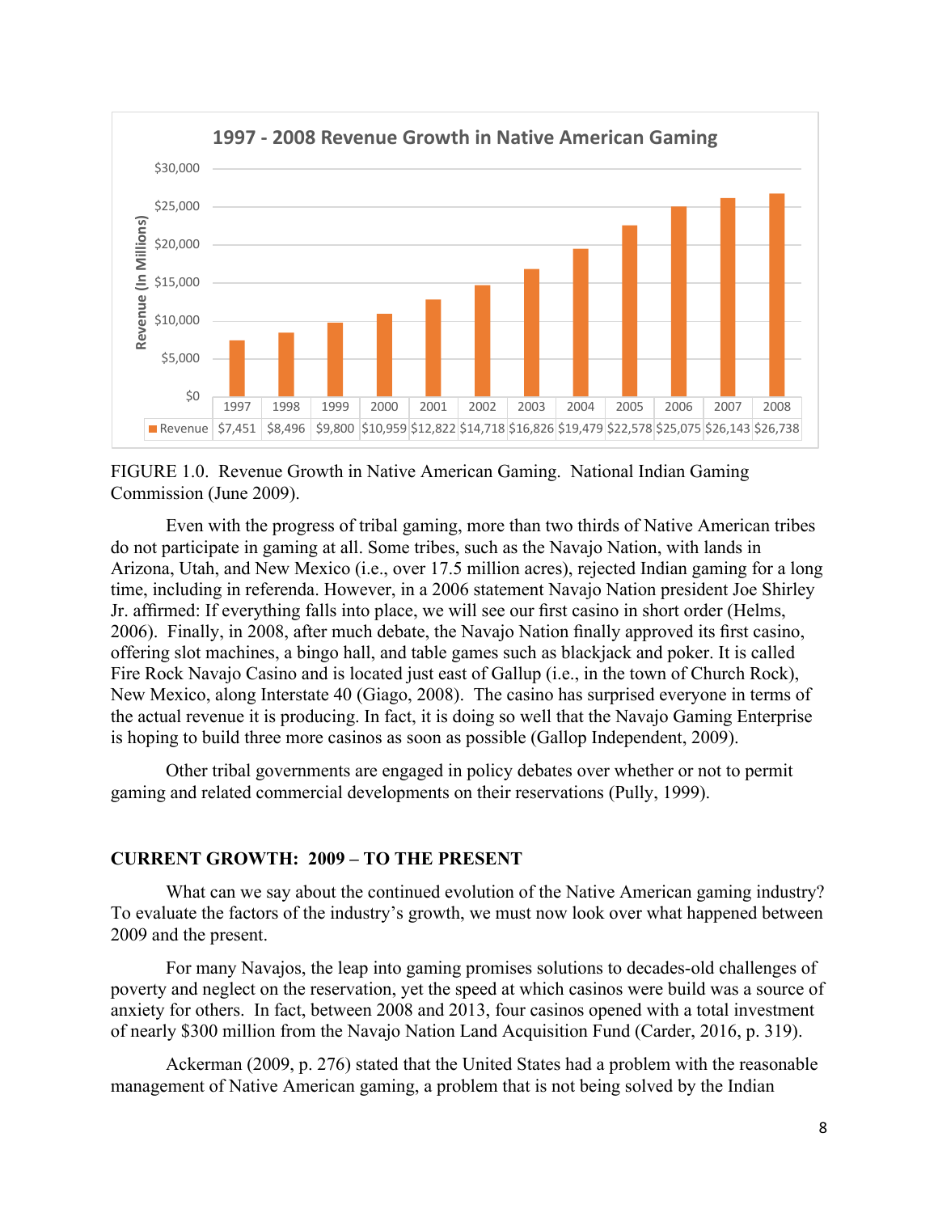1997 - 2008 Revenue Growth in Native American Gaming

Revenue (In Millions)

$30,000
$25,000
$20,000
$15,000
$10,000
$5,000
$0

1997 1998 1999 2000 2001 2002 2003 2004 2005 2006 2007 2008

Revenue $7,451 $8,496 $9,800 $10,959 $12,822 $14,718 $16,826 $19,479 $22,578 $25,075 $26,143 $26,738

FIGURE 1.0. Revenue Growth in Native American Gaming. National Indian Gaming Commission (June 2009).

Even with the progress of tribal gaming, more than two thirds of Native American tribes do not participate in gaming at all. Some tribes, such as the Navajo Nation, with lands in Arizona, Utah, and New Mexico (i.e., over 17.5 million acres), rejected Indian gaming for a long time, including in referenda. However, in a 2006 statement Navajo Nation president Joe Shirley Jr. affirmed: If everything falls into place, we will see our first casino in short order (Helms, 2006). Finally, in 2008, after much debate, the Navajo Nation finally approved its first casino, offering slot machines, a bingo hall, and table games such as blackjack and poker. It is called Fire Rock Navajo Casino and is located just east of Gallup (i.e., in the town of Church Rock), New Mexico, along Interstate 40 (Giago, 2008). The casino has surprised everyone in terms of the actual revenue it is producing. In fact, it is doing so well that the Navajo Gaming Enterprise is hoping to build three more casinos as soon as possible (Gallop Independent, 2009).

Other tribal governments are engaged in policy debates over whether or not to permit gaming and related commercial developments on their reservations (Pully, 1999).

## CURRENT GROWTH: 2009 – TO THE PRESENT

What can we say about the continued evolution of the Native American gaming industry? To evaluate the factors of the industry's growth, we must now look over what happened between 2009 and the present.

For many Navajos, the leap into gaming promises solutions to decades-old challenges of poverty and neglect on the reservation, yet the speed at which casinos were build was a source of anxiety for others. In fact, between 2008 and 2013, four casinos opened with a total investment of nearly $300 million from the Navajo Nation Land Acquisition Fund (Carder, 2016, p. 319).

Ackerman (2009, p. 276) stated that the United States had a problem with the reasonable management of Native American gaming, a problem that is not being solved by the Indian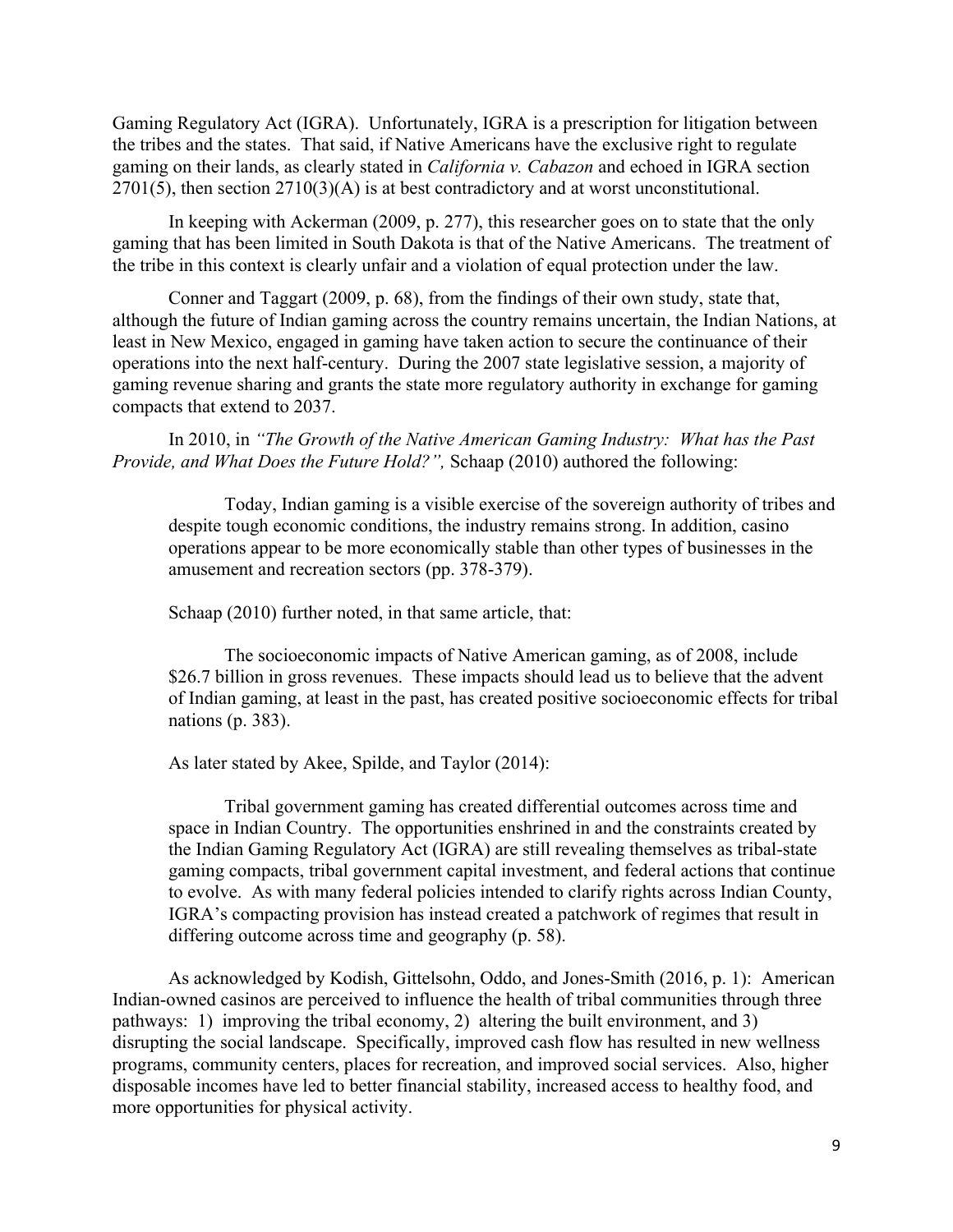Gaming Regulatory Act (IGRA). Unfortunately, IGRA is a prescription for litigation between the tribes and the states. That said, if Native Americans have the exclusive right to regulate gaming on their lands, as clearly stated in *California v. Cabazon* and echoed in IGRA section 2701(5), then section 2710(3)(A) is at best contradictory and at worst unconstitutional.

In keeping with Ackerman (2009, p. 277), this researcher goes on to state that the only gaming that has been limited in South Dakota is that of the Native Americans. The treatment of the tribe in this context is clearly unfair and a violation of equal protection under the law.

Conner and Taggart (2009, p. 68), from the findings of their own study, state that, although the future of Indian gaming across the country remains uncertain, the Indian Nations, at least in New Mexico, engaged in gaming have taken action to secure the continuance of their operations into the next half-century. During the 2007 state legislative session, a majority of gaming revenue sharing and grants the state more regulatory authority in exchange for gaming compacts that extend to 2037.

In 2010, in *"The Growth of the Native American Gaming Industry: What has the Past Provide, and What Does the Future Hold?",* Schaap (2010) authored the following:

> Today, Indian gaming is a visible exercise of the sovereign authority of tribes and despite tough economic conditions, the industry remains strong. In addition, casino operations appear to be more economically stable than other types of businesses in the amusement and recreation sectors (pp. 378-379).

Schaap (2010) further noted, in that same article, that:

> The socioeconomic impacts of Native American gaming, as of 2008, include $26.7 billion in gross revenues. These impacts should lead us to believe that the advent of Indian gaming, at least in the past, has created positive socioeconomic effects for tribal nations (p. 383).

As later stated by Akee, Spilde, and Taylor (2014):

> Tribal government gaming has created differential outcomes across time and space in Indian Country. The opportunities enshrined in and the constraints created by the Indian Gaming Regulatory Act (IGRA) are still revealing themselves as tribal-state gaming compacts, tribal government capital investment, and federal actions that continue to evolve. As with many federal policies intended to clarify rights across Indian County, IGRA's compacting provision has instead created a patchwork of regimes that result in differing outcome across time and geography (p. 58).

As acknowledged by Kodish, Gittelsohn, Oddo, and Jones-Smith (2016, p. 1): American Indian-owned casinos are perceived to influence the health of tribal communities through three pathways: 1) improving the tribal economy, 2) altering the built environment, and 3) disrupting the social landscape. Specifically, improved cash flow has resulted in new wellness programs, community centers, places for recreation, and improved social services. Also, higher disposable incomes have led to better financial stability, increased access to healthy food, and more opportunities for physical activity.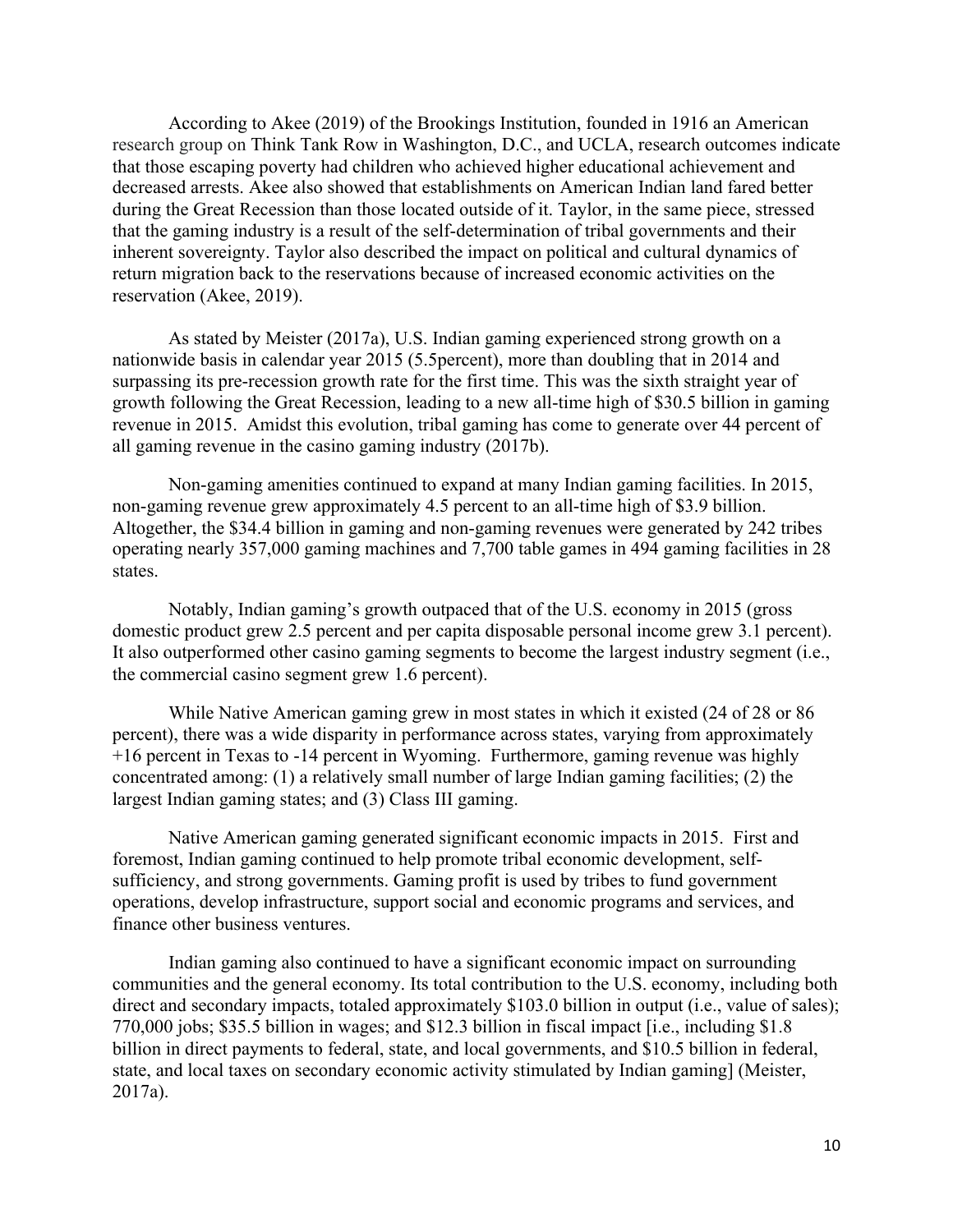According to Akee (2019) of the Brookings Institution, founded in 1916 an American research group on Think Tank Row in Washington, D.C., and UCLA, research outcomes indicate that those escaping poverty had children who achieved higher educational achievement and decreased arrests. Akee also showed that establishments on American Indian land fared better during the Great Recession than those located outside of it. Taylor, in the same piece, stressed that the gaming industry is a result of the self-determination of tribal governments and their inherent sovereignty. Taylor also described the impact on political and cultural dynamics of return migration back to the reservations because of increased economic activities on the reservation (Akee, 2019).

As stated by Meister (2017a), U.S. Indian gaming experienced strong growth on a nationwide basis in calendar year 2015 (5.5percent), more than doubling that in 2014 and surpassing its pre-recession growth rate for the first time. This was the sixth straight year of growth following the Great Recession, leading to a new all-time high of $30.5 billion in gaming revenue in 2015. Amidst this evolution, tribal gaming has come to generate over 44 percent of all gaming revenue in the casino gaming industry (2017b).

Non-gaming amenities continued to expand at many Indian gaming facilities. In 2015, non-gaming revenue grew approximately 4.5 percent to an all-time high of $3.9 billion. Altogether, the $34.4 billion in gaming and non-gaming revenues were generated by 242 tribes operating nearly 357,000 gaming machines and 7,700 table games in 494 gaming facilities in 28 states.

Notably, Indian gaming's growth outpaced that of the U.S. economy in 2015 (gross domestic product grew 2.5 percent and per capita disposable personal income grew 3.1 percent). It also outperformed other casino gaming segments to become the largest industry segment (i.e., the commercial casino segment grew 1.6 percent).

While Native American gaming grew in most states in which it existed (24 of 28 or 86 percent), there was a wide disparity in performance across states, varying from approximately +16 percent in Texas to -14 percent in Wyoming. Furthermore, gaming revenue was highly concentrated among: (1) a relatively small number of large Indian gaming facilities; (2) the largest Indian gaming states; and (3) Class III gaming.

Native American gaming generated significant economic impacts in 2015. First and foremost, Indian gaming continued to help promote tribal economic development, self-sufficiency, and strong governments. Gaming profit is used by tribes to fund government operations, develop infrastructure, support social and economic programs and services, and finance other business ventures.

Indian gaming also continued to have a significant economic impact on surrounding communities and the general economy. Its total contribution to the U.S. economy, including both direct and secondary impacts, totaled approximately $103.0 billion in output (i.e., value of sales); 770,000 jobs; $35.5 billion in wages; and $12.3 billion in fiscal impact [i.e., including $1.8 billion in direct payments to federal, state, and local governments, and $10.5 billion in federal, state, and local taxes on secondary economic activity stimulated by Indian gaming] (Meister, 2017a).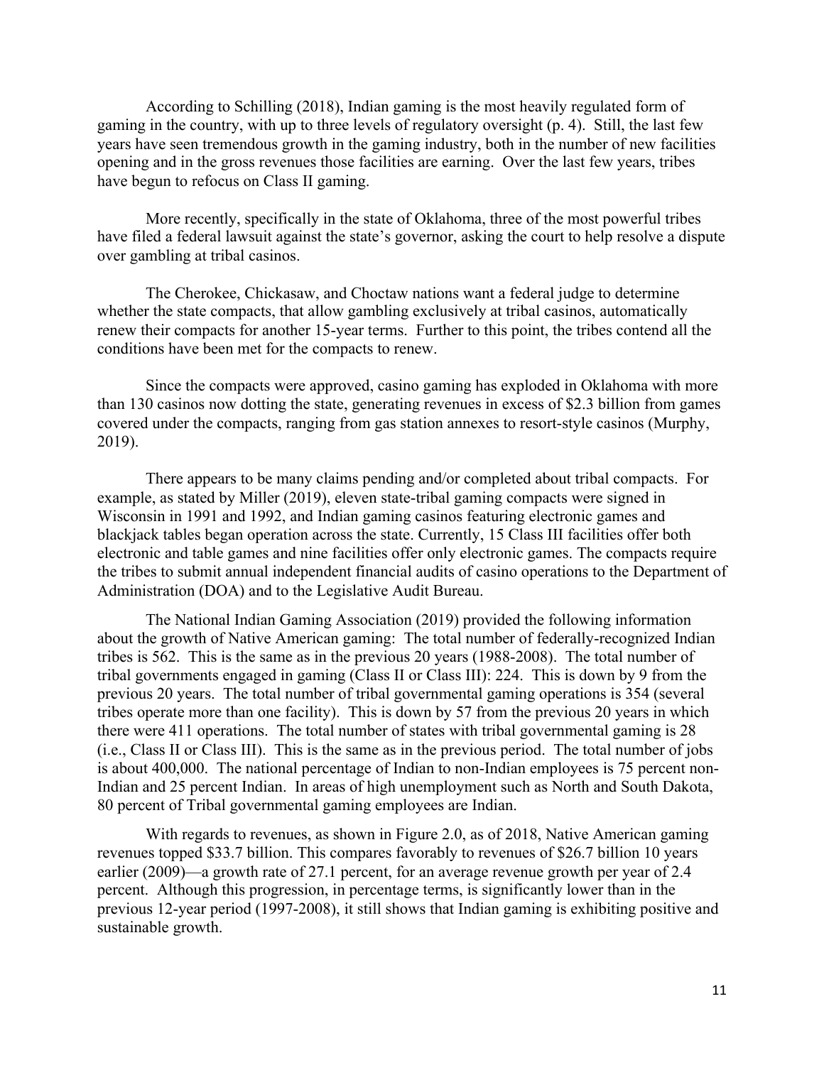According to Schilling (2018), Indian gaming is the most heavily regulated form of gaming in the country, with up to three levels of regulatory oversight (p. 4). Still, the last few years have seen tremendous growth in the gaming industry, both in the number of new facilities opening and in the gross revenues those facilities are earning. Over the last few years, tribes have begun to refocus on Class II gaming.

More recently, specifically in the state of Oklahoma, three of the most powerful tribes have filed a federal lawsuit against the state's governor, asking the court to help resolve a dispute over gambling at tribal casinos.

The Cherokee, Chickasaw, and Choctaw nations want a federal judge to determine whether the state compacts, that allow gambling exclusively at tribal casinos, automatically renew their compacts for another 15-year terms. Further to this point, the tribes contend all the conditions have been met for the compacts to renew.

Since the compacts were approved, casino gaming has exploded in Oklahoma with more than 130 casinos now dotting the state, generating revenues in excess of $2.3 billion from games covered under the compacts, ranging from gas station annexes to resort-style casinos (Murphy, 2019).

There appears to be many claims pending and/or completed about tribal compacts. For example, as stated by Miller (2019), eleven state-tribal gaming compacts were signed in Wisconsin in 1991 and 1992, and Indian gaming casinos featuring electronic games and blackjack tables began operation across the state. Currently, 15 Class III facilities offer both electronic and table games and nine facilities offer only electronic games. The compacts require the tribes to submit annual independent financial audits of casino operations to the Department of Administration (DOA) and to the Legislative Audit Bureau.

The National Indian Gaming Association (2019) provided the following information about the growth of Native American gaming: The total number of federally-recognized Indian tribes is 562. This is the same as in the previous 20 years (1988-2008). The total number of tribal governments engaged in gaming (Class II or Class III): 224. This is down by 9 from the previous 20 years. The total number of tribal governmental gaming operations is 354 (several tribes operate more than one facility). This is down by 57 from the previous 20 years in which there were 411 operations. The total number of states with tribal governmental gaming is 28 (i.e., Class II or Class III). This is the same as in the previous period. The total number of jobs is about 400,000. The national percentage of Indian to non-Indian employees is 75 percent non-Indian and 25 percent Indian. In areas of high unemployment such as North and South Dakota, 80 percent of Tribal governmental gaming employees are Indian.

With regards to revenues, as shown in Figure 2.0, as of 2018, Native American gaming revenues topped $33.7 billion. This compares favorably to revenues of $26.7 billion 10 years earlier (2009)—a growth rate of 27.1 percent, for an average revenue growth per year of 2.4 percent. Although this progression, in percentage terms, is significantly lower than in the previous 12-year period (1997-2008), it still shows that Indian gaming is exhibiting positive and sustainable growth.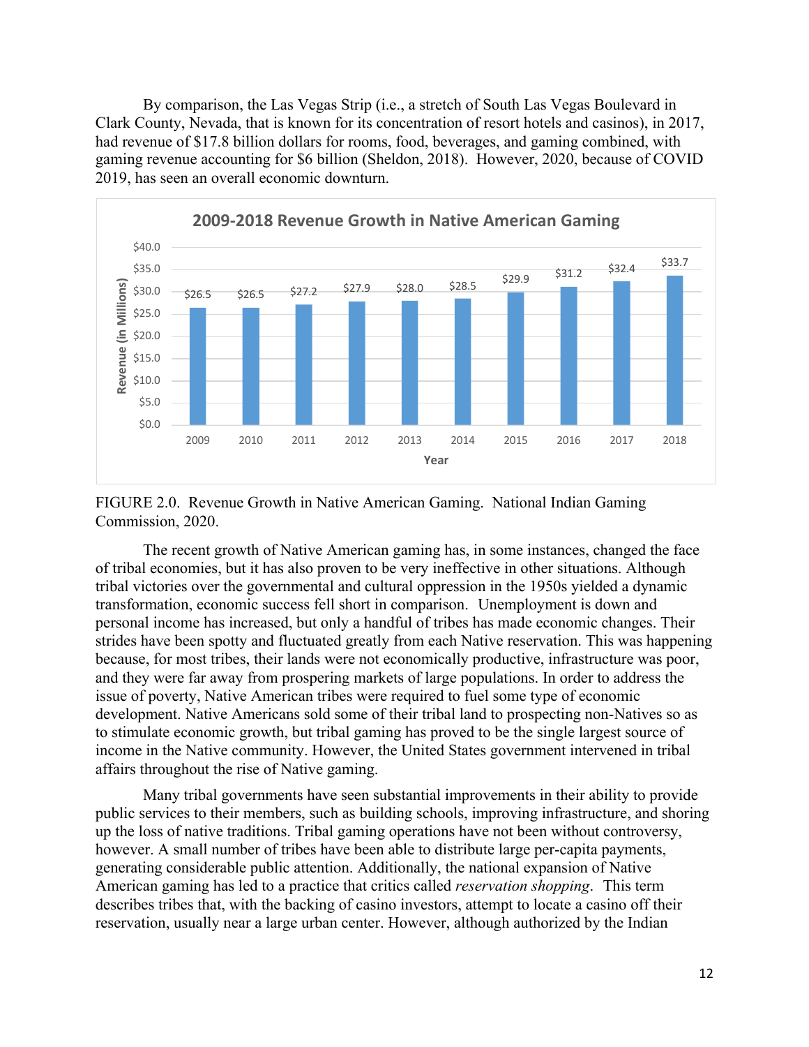By comparison, the Las Vegas Strip (i.e., a stretch of South Las Vegas Boulevard in Clark County, Nevada, that is known for its concentration of resort hotels and casinos), in 2017, had revenue of $17.8 billion dollars for rooms, food, beverages, and gaming combined, with gaming revenue accounting for $6 billion (Sheldon, 2018). However, 2020, because of COVID 2019, has seen an overall economic downturn.

2009-2018 Revenue Growth in Native American Gaming

Revenue (in Millions)

$40.0
$35.0
$30.0
$25.0
$20.0
$15.0
$10.0
$5.0
$0.0

$26.5 $26.5 $27.2 $27.9 $28.0 $28.5 $29.9 $31.2 $32.4 $33.7

2009 2010 2011 2012 2013 2014 2015 2016 2017 2018

Year

FIGURE 2.0. Revenue Growth in Native American Gaming. National Indian Gaming Commission, 2020.

The recent growth of Native American gaming has, in some instances, changed the face of tribal economies, but it has also proven to be very ineffective in other situations. Although tribal victories over the governmental and cultural oppression in the 1950s yielded a dynamic transformation, economic success fell short in comparison. Unemployment is down and personal income has increased, but only a handful of tribes has made economic changes. Their strides have been spotty and fluctuated greatly from each Native reservation. This was happening because, for most tribes, their lands were not economically productive, infrastructure was poor, and they were far away from prospering markets of large populations. In order to address the issue of poverty, Native American tribes were required to fuel some type of economic development. Native Americans sold some of their tribal land to prospecting non-Natives so as to stimulate economic growth, but tribal gaming has proved to be the single largest source of income in the Native community. However, the United States government intervened in tribal affairs throughout the rise of Native gaming.

Many tribal governments have seen substantial improvements in their ability to provide public services to their members, such as building schools, improving infrastructure, and shoring up the loss of native traditions. Tribal gaming operations have not been without controversy, however. A small number of tribes have been able to distribute large per-capita payments, generating considerable public attention. Additionally, the national expansion of Native American gaming has led to a practice that critics called *reservation shopping*. This term describes tribes that, with the backing of casino investors, attempt to locate a casino off their reservation, usually near a large urban center. However, although authorized by the Indian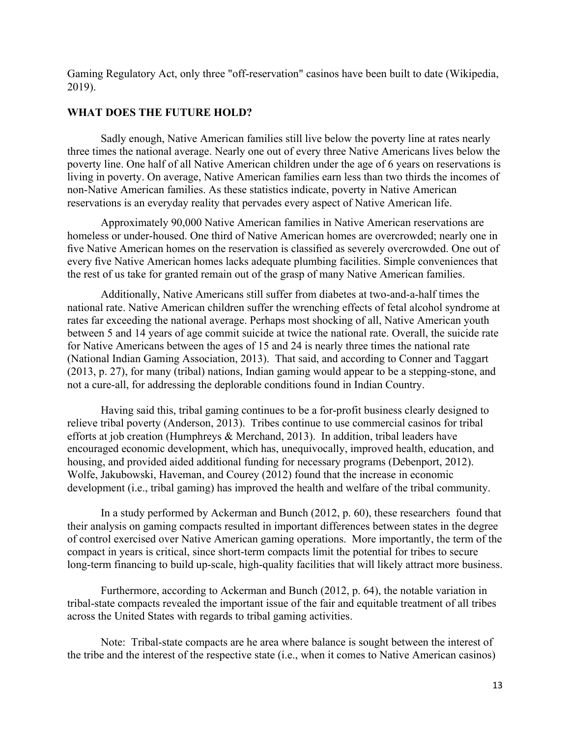Gaming Regulatory Act, only three "off-reservation" casinos have been built to date (Wikipedia, 2019).

## WHAT DOES THE FUTURE HOLD?

Sadly enough, Native American families still live below the poverty line at rates nearly three times the national average. Nearly one out of every three Native Americans lives below the poverty line. One half of all Native American children under the age of 6 years on reservations is living in poverty. On average, Native American families earn less than two thirds the incomes of non-Native American families. As these statistics indicate, poverty in Native American reservations is an everyday reality that pervades every aspect of Native American life.

Approximately 90,000 Native American families in Native American reservations are homeless or under-housed. One third of Native American homes are overcrowded; nearly one in five Native American homes on the reservation is classified as severely overcrowded. One out of every five Native American homes lacks adequate plumbing facilities. Simple conveniences that the rest of us take for granted remain out of the grasp of many Native American families.

Additionally, Native Americans still suffer from diabetes at two-and-a-half times the national rate. Native American children suffer the wrenching effects of fetal alcohol syndrome at rates far exceeding the national average. Perhaps most shocking of all, Native American youth between 5 and 14 years of age commit suicide at twice the national rate. Overall, the suicide rate for Native Americans between the ages of 15 and 24 is nearly three times the national rate (National Indian Gaming Association, 2013). That said, and according to Conner and Taggart (2013, p. 27), for many (tribal) nations, Indian gaming would appear to be a stepping-stone, and not a cure-all, for addressing the deplorable conditions found in Indian Country.

Having said this, tribal gaming continues to be a for-profit business clearly designed to relieve tribal poverty (Anderson, 2013). Tribes continue to use commercial casinos for tribal efforts at job creation (Humphreys & Merchand, 2013). In addition, tribal leaders have encouraged economic development, which has, unequivocally, improved health, education, and housing, and provided aided additional funding for necessary programs (Debenport, 2012). Wolfe, Jakubowski, Haveman, and Courey (2012) found that the increase in economic development (i.e., tribal gaming) has improved the health and welfare of the tribal community.

In a study performed by Ackerman and Bunch (2012, p. 60), these researchers found that their analysis on gaming compacts resulted in important differences between states in the degree of control exercised over Native American gaming operations. More importantly, the term of the compact in years is critical, since short-term compacts limit the potential for tribes to secure long-term financing to build up-scale, high-quality facilities that will likely attract more business.

Furthermore, according to Ackerman and Bunch (2012, p. 64), the notable variation in tribal-state compacts revealed the important issue of the fair and equitable treatment of all tribes across the United States with regards to tribal gaming activities.

Note: Tribal-state compacts are he area where balance is sought between the interest of the tribe and the interest of the respective state (i.e., when it comes to Native American casinos)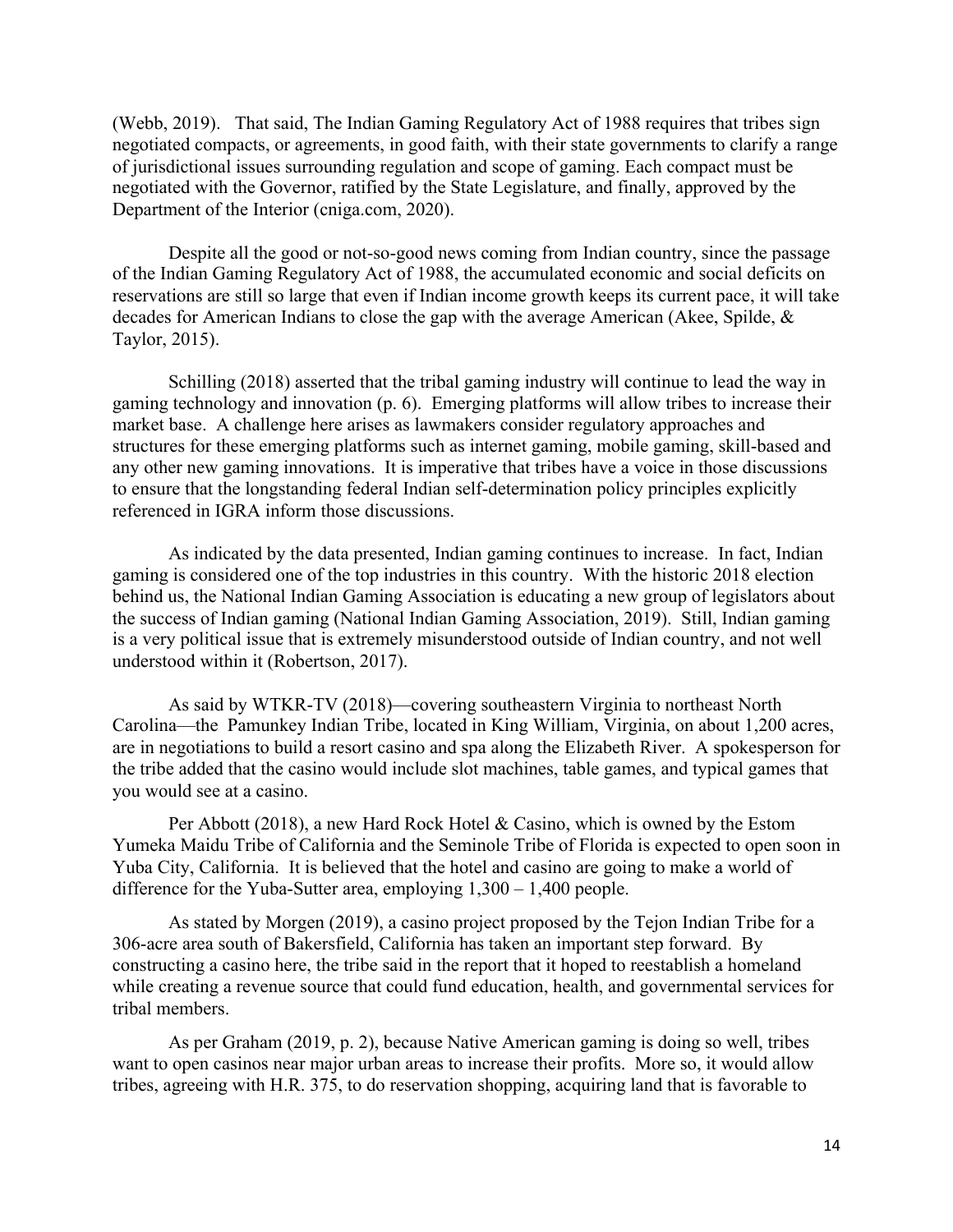(Webb, 2019). That said, The Indian Gaming Regulatory Act of 1988 requires that tribes sign negotiated compacts, or agreements, in good faith, with their state governments to clarify a range of jurisdictional issues surrounding regulation and scope of gaming. Each compact must be negotiated with the Governor, ratified by the State Legislature, and finally, approved by the Department of the Interior (cniga.com, 2020).

Despite all the good or not-so-good news coming from Indian country, since the passage of the Indian Gaming Regulatory Act of 1988, the accumulated economic and social deficits on reservations are still so large that even if Indian income growth keeps its current pace, it will take decades for American Indians to close the gap with the average American (Akee, Spilde, & Taylor, 2015).

Schilling (2018) asserted that the tribal gaming industry will continue to lead the way in gaming technology and innovation (p. 6). Emerging platforms will allow tribes to increase their market base. A challenge here arises as lawmakers consider regulatory approaches and structures for these emerging platforms such as internet gaming, mobile gaming, skill-based and any other new gaming innovations. It is imperative that tribes have a voice in those discussions to ensure that the longstanding federal Indian self-determination policy principles explicitly referenced in IGRA inform those discussions.

As indicated by the data presented, Indian gaming continues to increase. In fact, Indian gaming is considered one of the top industries in this country. With the historic 2018 election behind us, the National Indian Gaming Association is educating a new group of legislators about the success of Indian gaming (National Indian Gaming Association, 2019). Still, Indian gaming is a very political issue that is extremely misunderstood outside of Indian country, and not well understood within it (Robertson, 2017).

As said by WTKR-TV (2018)—covering southeastern Virginia to northeast North Carolina—the Pamunkey Indian Tribe, located in King William, Virginia, on about 1,200 acres, are in negotiations to build a resort casino and spa along the Elizabeth River. A spokesperson for the tribe added that the casino would include slot machines, table games, and typical games that you would see at a casino.

Per Abbott (2018), a new Hard Rock Hotel & Casino, which is owned by the Estom Yumeka Maidu Tribe of California and the Seminole Tribe of Florida is expected to open soon in Yuba City, California. It is believed that the hotel and casino are going to make a world of difference for the Yuba-Sutter area, employing 1,300 – 1,400 people.

As stated by Morgen (2019), a casino project proposed by the Tejon Indian Tribe for a 306-acre area south of Bakersfield, California has taken an important step forward. By constructing a casino here, the tribe said in the report that it hoped to reestablish a homeland while creating a revenue source that could fund education, health, and governmental services for tribal members.

As per Graham (2019, p. 2), because Native American gaming is doing so well, tribes want to open casinos near major urban areas to increase their profits. More so, it would allow tribes, agreeing with H.R. 375, to do reservation shopping, acquiring land that is favorable to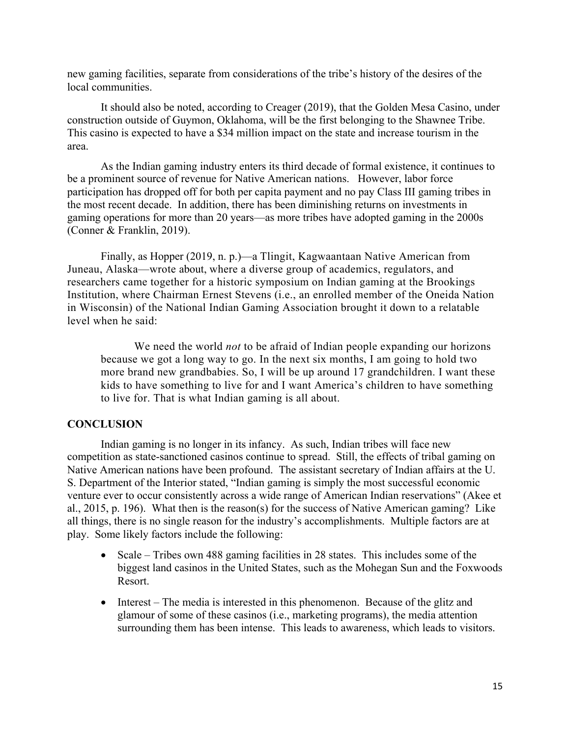new gaming facilities, separate from considerations of the tribe's history of the desires of the local communities.

It should also be noted, according to Creager (2019), that the Golden Mesa Casino, under construction outside of Guymon, Oklahoma, will be the first belonging to the Shawnee Tribe. This casino is expected to have a $34 million impact on the state and increase tourism in the area.

As the Indian gaming industry enters its third decade of formal existence, it continues to be a prominent source of revenue for Native American nations. However, labor force participation has dropped off for both per capita payment and no pay Class III gaming tribes in the most recent decade. In addition, there has been diminishing returns on investments in gaming operations for more than 20 years—as more tribes have adopted gaming in the 2000s (Conner & Franklin, 2019).

Finally, as Hopper (2019, n. p.)—a Tlingit, Kagwaantaan Native American from Juneau, Alaska—wrote about, where a diverse group of academics, regulators, and researchers came together for a historic symposium on Indian gaming at the Brookings Institution, where Chairman Ernest Stevens (i.e., an enrolled member of the Oneida Nation in Wisconsin) of the National Indian Gaming Association brought it down to a relatable level when he said:

> We need the world *not* to be afraid of Indian people expanding our horizons because we got a long way to go. In the next six months, I am going to hold two more brand new grandbabies. So, I will be up around 17 grandchildren. I want these kids to have something to live for and I want America's children to have something to live for. That is what Indian gaming is all about.

## CONCLUSION

Indian gaming is no longer in its infancy. As such, Indian tribes will face new competition as state-sanctioned casinos continue to spread. Still, the effects of tribal gaming on Native American nations have been profound. The assistant secretary of Indian affairs at the U. S. Department of the Interior stated, "Indian gaming is simply the most successful economic venture ever to occur consistently across a wide range of American Indian reservations" (Akee et al., 2015, p. 196). What then is the reason(s) for the success of Native American gaming? Like all things, there is no single reason for the industry's accomplishments. Multiple factors are at play. Some likely factors include the following:

- Scale – Tribes own 488 gaming facilities in 28 states. This includes some of the biggest land casinos in the United States, such as the Mohegan Sun and the Foxwoods Resort.
- Interest – The media is interested in this phenomenon. Because of the glitz and glamour of some of these casinos (i.e., marketing programs), the media attention surrounding them has been intense. This leads to awareness, which leads to visitors.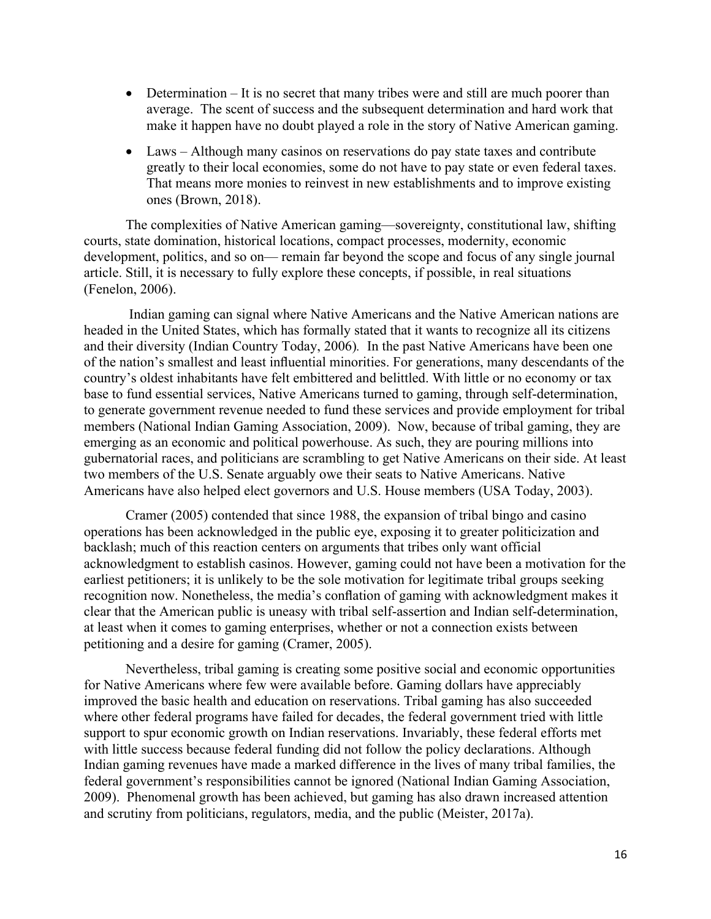- Determination – It is no secret that many tribes were and still are much poorer than average. The scent of success and the subsequent determination and hard work that make it happen have no doubt played a role in the story of Native American gaming.
- Laws – Although many casinos on reservations do pay state taxes and contribute greatly to their local economies, some do not have to pay state or even federal taxes. That means more monies to reinvest in new establishments and to improve existing ones (Brown, 2018).

The complexities of Native American gaming—sovereignty, constitutional law, shifting courts, state domination, historical locations, compact processes, modernity, economic development, politics, and so on— remain far beyond the scope and focus of any single journal article. Still, it is necessary to fully explore these concepts, if possible, in real situations (Fenelon, 2006).

Indian gaming can signal where Native Americans and the Native American nations are headed in the United States, which has formally stated that it wants to recognize all its citizens and their diversity (Indian Country Today, 2006). In the past Native Americans have been one of the nation's smallest and least influential minorities. For generations, many descendants of the country's oldest inhabitants have felt embittered and belittled. With little or no economy or tax base to fund essential services, Native Americans turned to gaming, through self-determination, to generate government revenue needed to fund these services and provide employment for tribal members (National Indian Gaming Association, 2009). Now, because of tribal gaming, they are emerging as an economic and political powerhouse. As such, they are pouring millions into gubernatorial races, and politicians are scrambling to get Native Americans on their side. At least two members of the U.S. Senate arguably owe their seats to Native Americans. Native Americans have also helped elect governors and U.S. House members (USA Today, 2003).

Cramer (2005) contended that since 1988, the expansion of tribal bingo and casino operations has been acknowledged in the public eye, exposing it to greater politicization and backlash; much of this reaction centers on arguments that tribes only want official acknowledgment to establish casinos. However, gaming could not have been a motivation for the earliest petitioners; it is unlikely to be the sole motivation for legitimate tribal groups seeking recognition now. Nonetheless, the media's conflation of gaming with acknowledgment makes it clear that the American public is uneasy with tribal self-assertion and Indian self-determination, at least when it comes to gaming enterprises, whether or not a connection exists between petitioning and a desire for gaming (Cramer, 2005).

Nevertheless, tribal gaming is creating some positive social and economic opportunities for Native Americans where few were available before. Gaming dollars have appreciably improved the basic health and education on reservations. Tribal gaming has also succeeded where other federal programs have failed for decades, the federal government tried with little support to spur economic growth on Indian reservations. Invariably, these federal efforts met with little success because federal funding did not follow the policy declarations. Although Indian gaming revenues have made a marked difference in the lives of many tribal families, the federal government's responsibilities cannot be ignored (National Indian Gaming Association, 2009). Phenomenal growth has been achieved, but gaming has also drawn increased attention and scrutiny from politicians, regulators, media, and the public (Meister, 2017a).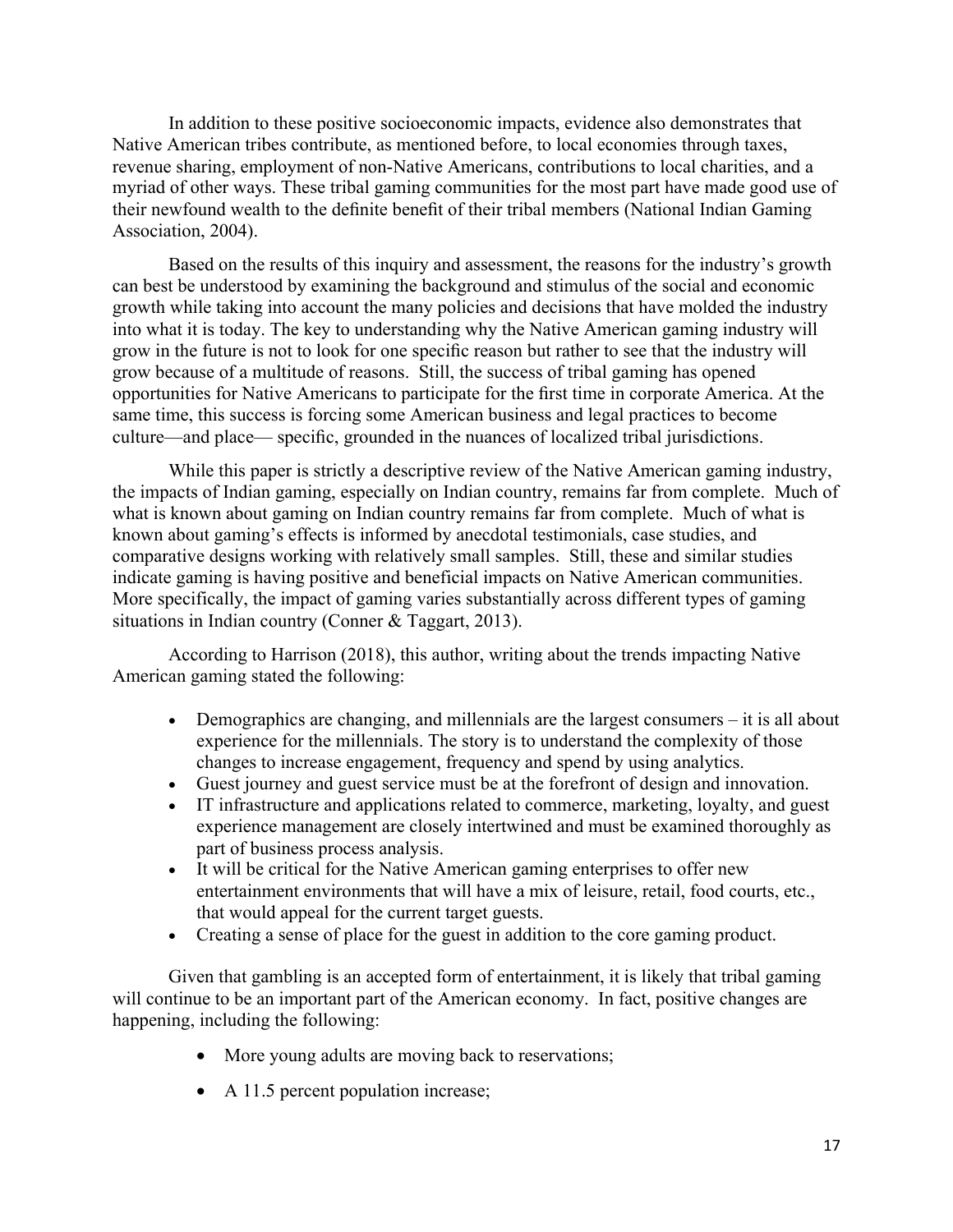In addition to these positive socioeconomic impacts, evidence also demonstrates that Native American tribes contribute, as mentioned before, to local economies through taxes, revenue sharing, employment of non-Native Americans, contributions to local charities, and a myriad of other ways. These tribal gaming communities for the most part have made good use of their newfound wealth to the definite benefit of their tribal members (National Indian Gaming Association, 2004).

Based on the results of this inquiry and assessment, the reasons for the industry's growth can best be understood by examining the background and stimulus of the social and economic growth while taking into account the many policies and decisions that have molded the industry into what it is today. The key to understanding why the Native American gaming industry will grow in the future is not to look for one specific reason but rather to see that the industry will grow because of a multitude of reasons. Still, the success of tribal gaming has opened opportunities for Native Americans to participate for the first time in corporate America. At the same time, this success is forcing some American business and legal practices to become culture—and place— specific, grounded in the nuances of localized tribal jurisdictions.

While this paper is strictly a descriptive review of the Native American gaming industry, the impacts of Indian gaming, especially on Indian country, remains far from complete. Much of what is known about gaming on Indian country remains far from complete. Much of what is known about gaming's effects is informed by anecdotal testimonials, case studies, and comparative designs working with relatively small samples. Still, these and similar studies indicate gaming is having positive and beneficial impacts on Native American communities. More specifically, the impact of gaming varies substantially across different types of gaming situations in Indian country (Conner & Taggart, 2013).

According to Harrison (2018), this author, writing about the trends impacting Native American gaming stated the following:

- Demographics are changing, and millennials are the largest consumers – it is all about experience for the millennials. The story is to understand the complexity of those changes to increase engagement, frequency and spend by using analytics.
- Guest journey and guest service must be at the forefront of design and innovation.
- IT infrastructure and applications related to commerce, marketing, loyalty, and guest experience management are closely intertwined and must be examined thoroughly as part of business process analysis.
- It will be critical for the Native American gaming enterprises to offer new entertainment environments that will have a mix of leisure, retail, food courts, etc., that would appeal for the current target guests.
- Creating a sense of place for the guest in addition to the core gaming product.

Given that gambling is an accepted form of entertainment, it is likely that tribal gaming will continue to be an important part of the American economy. In fact, positive changes are happening, including the following:

- More young adults are moving back to reservations;
- A 11.5 percent population increase;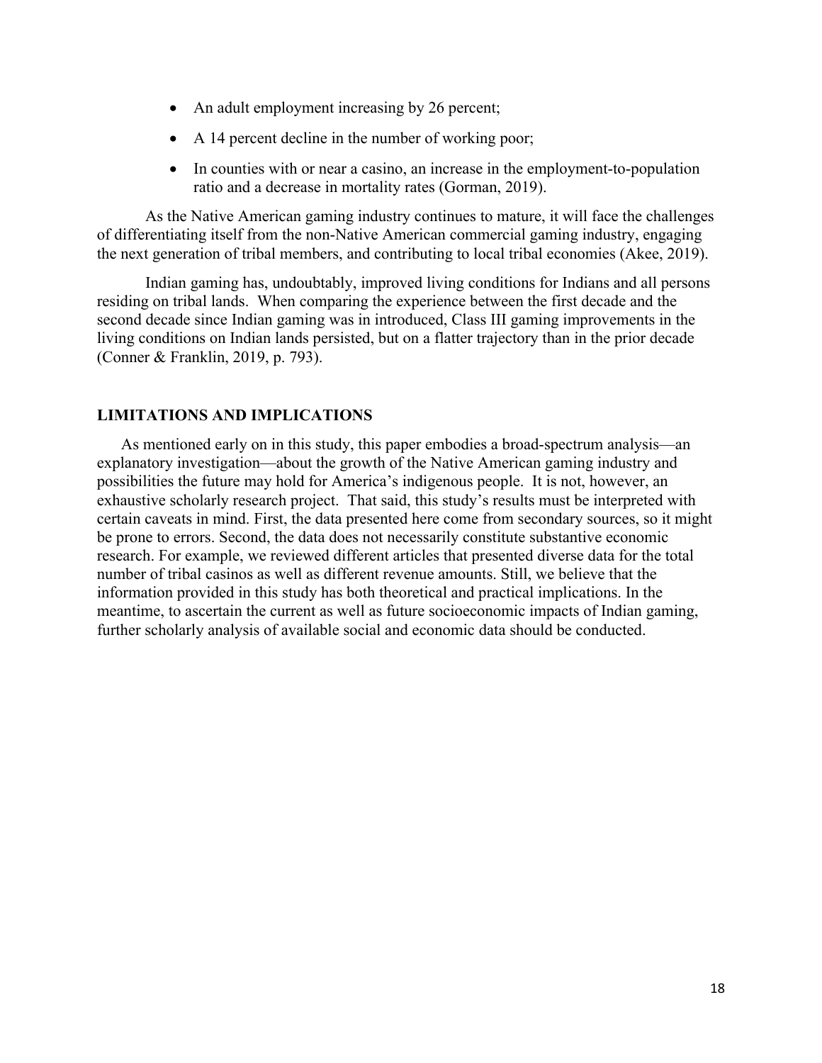- An adult employment increasing by 26 percent;
- A 14 percent decline in the number of working poor;
- In counties with or near a casino, an increase in the employment-to-population ratio and a decrease in mortality rates (Gorman, 2019).

As the Native American gaming industry continues to mature, it will face the challenges of differentiating itself from the non-Native American commercial gaming industry, engaging the next generation of tribal members, and contributing to local tribal economies (Akee, 2019).

Indian gaming has, undoubtably, improved living conditions for Indians and all persons residing on tribal lands. When comparing the experience between the first decade and the second decade since Indian gaming was in introduced, Class III gaming improvements in the living conditions on Indian lands persisted, but on a flatter trajectory than in the prior decade (Conner & Franklin, 2019, p. 793).

## LIMITATIONS AND IMPLICATIONS

As mentioned early on in this study, this paper embodies a broad-spectrum analysis—an explanatory investigation—about the growth of the Native American gaming industry and possibilities the future may hold for America's indigenous people. It is not, however, an exhaustive scholarly research project. That said, this study's results must be interpreted with certain caveats in mind. First, the data presented here come from secondary sources, so it might be prone to errors. Second, the data does not necessarily constitute substantive economic research. For example, we reviewed different articles that presented diverse data for the total number of tribal casinos as well as different revenue amounts. Still, we believe that the information provided in this study has both theoretical and practical implications. In the meantime, to ascertain the current as well as future socioeconomic impacts of Indian gaming, further scholarly analysis of available social and economic data should be conducted.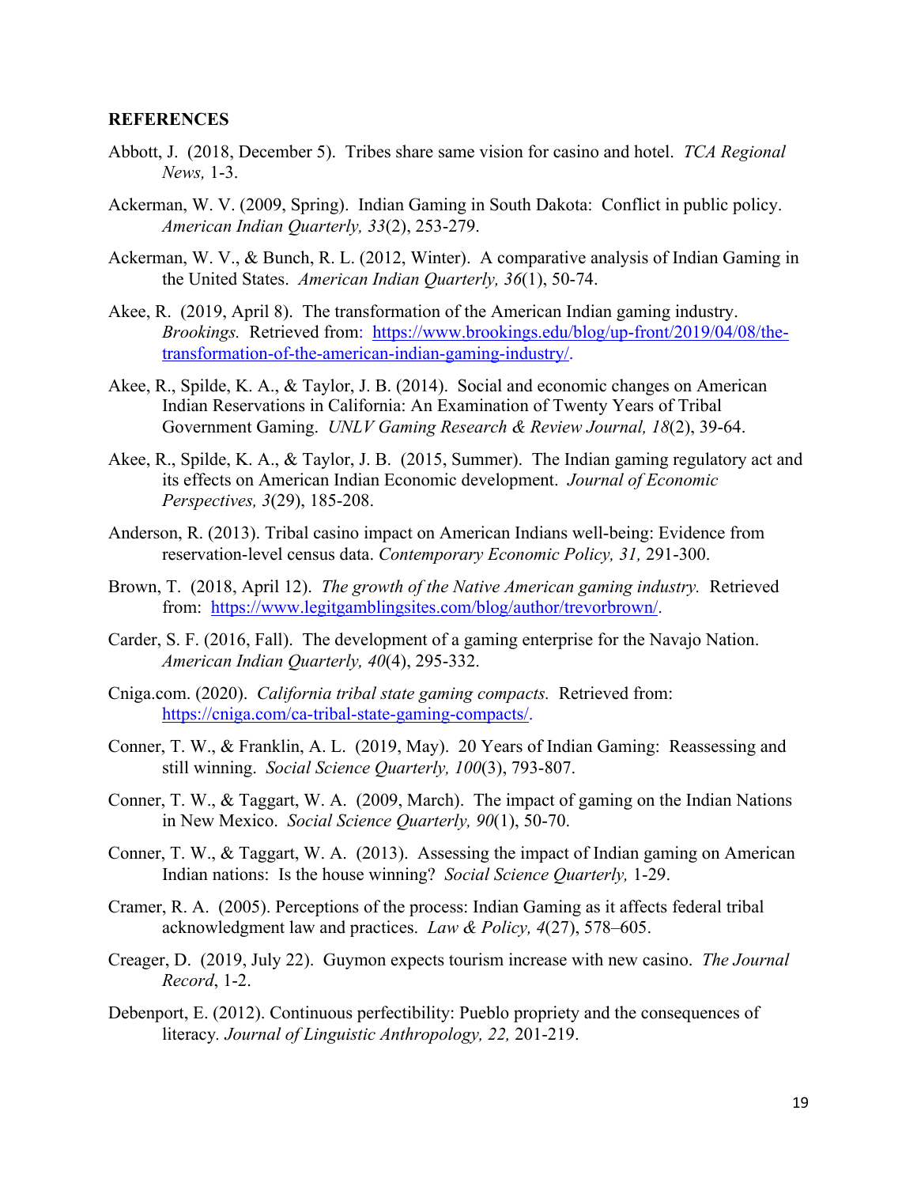**REFERENCES**

Abbott, J. (2018, December 5). Tribes share same vision for casino and hotel. *TCA Regional News,* 1-3.

Ackerman, W. V. (2009, Spring). Indian Gaming in South Dakota: Conflict in public policy. *American Indian Quarterly, 33*(2), 253-279.

Ackerman, W. V., & Bunch, R. L. (2012, Winter). A comparative analysis of Indian Gaming in the United States. *American Indian Quarterly, 36*(1), 50-74.

Akee, R. (2019, April 8). The transformation of the American Indian gaming industry. *Brookings.* Retrieved from: https://www.brookings.edu/blog/up-front/2019/04/08/the-transformation-of-the-american-indian-gaming-industry/.

Akee, R., Spilde, K. A., & Taylor, J. B. (2014). Social and economic changes on American Indian Reservations in California: An Examination of Twenty Years of Tribal Government Gaming. *UNLV Gaming Research & Review Journal, 18*(2), 39-64.

Akee, R., Spilde, K. A., & Taylor, J. B. (2015, Summer). The Indian gaming regulatory act and its effects on American Indian Economic development. *Journal of Economic Perspectives, 3*(29), 185-208.

Anderson, R. (2013). Tribal casino impact on American Indians well-being: Evidence from reservation-level census data. *Contemporary Economic Policy, 31,* 291-300.

Brown, T. (2018, April 12). *The growth of the Native American gaming industry.* Retrieved from: https://www.legitgamblingsites.com/blog/author/trevorbrown/.

Carder, S. F. (2016, Fall). The development of a gaming enterprise for the Navajo Nation. *American Indian Quarterly, 40*(4), 295-332.

Cniga.com. (2020). *California tribal state gaming compacts.* Retrieved from: https://cniga.com/ca-tribal-state-gaming-compacts/.

Conner, T. W., & Franklin, A. L. (2019, May). 20 Years of Indian Gaming: Reassessing and still winning. *Social Science Quarterly, 100*(3), 793-807.

Conner, T. W., & Taggart, W. A. (2009, March). The impact of gaming on the Indian Nations in New Mexico. *Social Science Quarterly, 90*(1), 50-70.

Conner, T. W., & Taggart, W. A. (2013). Assessing the impact of Indian gaming on American Indian nations: Is the house winning? *Social Science Quarterly,* 1-29.

Cramer, R. A. (2005). Perceptions of the process: Indian Gaming as it affects federal tribal acknowledgment law and practices. *Law & Policy, 4*(27), 578–605.

Creager, D. (2019, July 22). Guymon expects tourism increase with new casino. *The Journal Record*, 1-2.

Debenport, E. (2012). Continuous perfectibility: Pueblo propriety and the consequences of literacy. *Journal of Linguistic Anthropology, 22,* 201-219.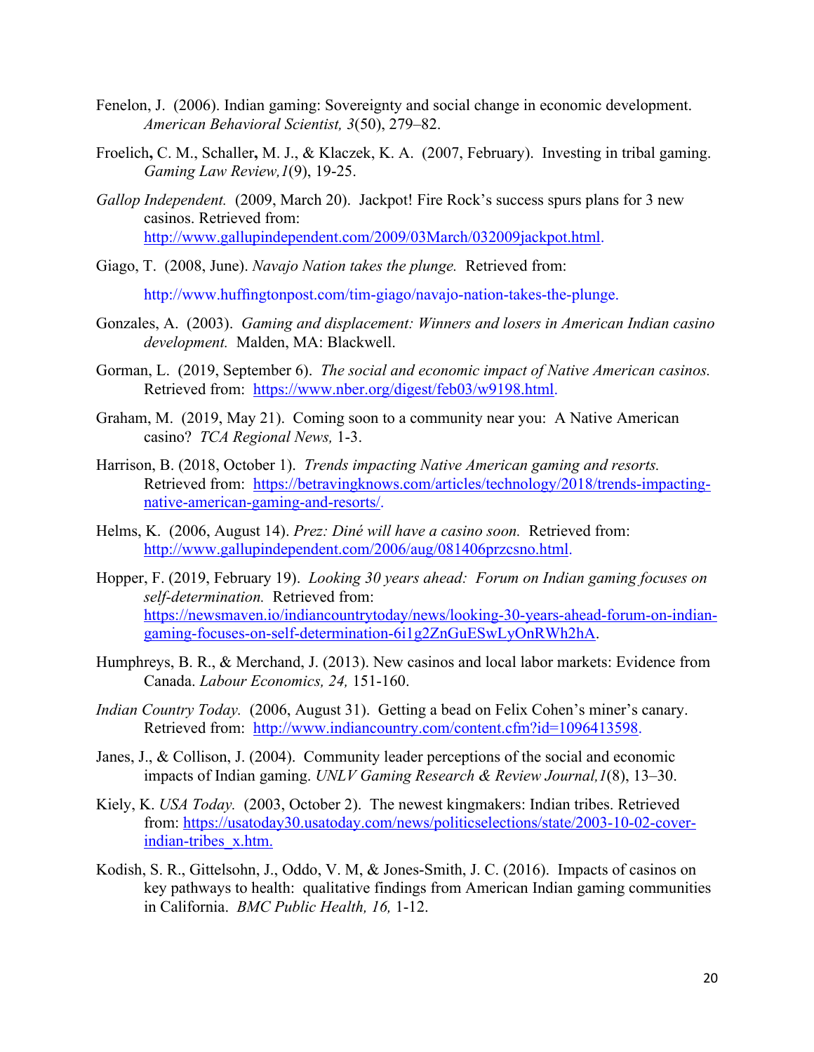Fenelon, J. (2006). Indian gaming: Sovereignty and social change in economic development. *American Behavioral Scientist, 3*(50), 279–82.

Froelich**,** C. M., Schaller**,** M. J., & Klaczek, K. A. (2007, February). Investing in tribal gaming. *Gaming Law Review,1*(9), 19-25.

*Gallop Independent.* (2009, March 20). Jackpot! Fire Rock's success spurs plans for 3 new casinos. Retrieved from: http://www.gallupindependent.com/2009/03March/032009jackpot.html.

Giago, T. (2008, June). *Navajo Nation takes the plunge.* Retrieved from:

http://www.huffingtonpost.com/tim-giago/navajo-nation-takes-the-plunge.

Gonzales, A. (2003). *Gaming and displacement: Winners and losers in American Indian casino development.* Malden, MA: Blackwell.

Gorman, L. (2019, September 6). *The social and economic impact of Native American casinos.* Retrieved from: https://www.nber.org/digest/feb03/w9198.html.

Graham, M. (2019, May 21). Coming soon to a community near you: A Native American casino? *TCA Regional News,* 1-3.

Harrison, B. (2018, October 1). *Trends impacting Native American gaming and resorts.* Retrieved from: https://betravingknows.com/articles/technology/2018/trends-impacting-native-american-gaming-and-resorts/.

Helms, K. (2006, August 14). *Prez: Diné will have a casino soon.* Retrieved from: http://www.gallupindependent.com/2006/aug/081406przcsno.html.

Hopper, F. (2019, February 19). *Looking 30 years ahead: Forum on Indian gaming focuses on self-determination.* Retrieved from: https://newsmaven.io/indiancountrytoday/news/looking-30-years-ahead-forum-on-indian-gaming-focuses-on-self-determination-6i1g2ZnGuESwLyOnRWh2hA.

Humphreys, B. R., & Merchand, J. (2013). New casinos and local labor markets: Evidence from Canada. *Labour Economics, 24,* 151-160.

*Indian Country Today.* (2006, August 31). Getting a bead on Felix Cohen's miner's canary. Retrieved from: http://www.indiancountry.com/content.cfm?id=1096413598.

Janes, J., & Collison, J. (2004). Community leader perceptions of the social and economic impacts of Indian gaming. *UNLV Gaming Research & Review Journal,1*(8), 13–30.

Kiely, K. *USA Today.* (2003, October 2). The newest kingmakers: Indian tribes. Retrieved from: https://usatoday30.usatoday.com/news/politicselections/state/2003-10-02-cover-indian-tribes_x.htm.

Kodish, S. R., Gittelsohn, J., Oddo, V. M, & Jones-Smith, J. C. (2016). Impacts of casinos on key pathways to health: qualitative findings from American Indian gaming communities in California. *BMC Public Health, 16,* 1-12.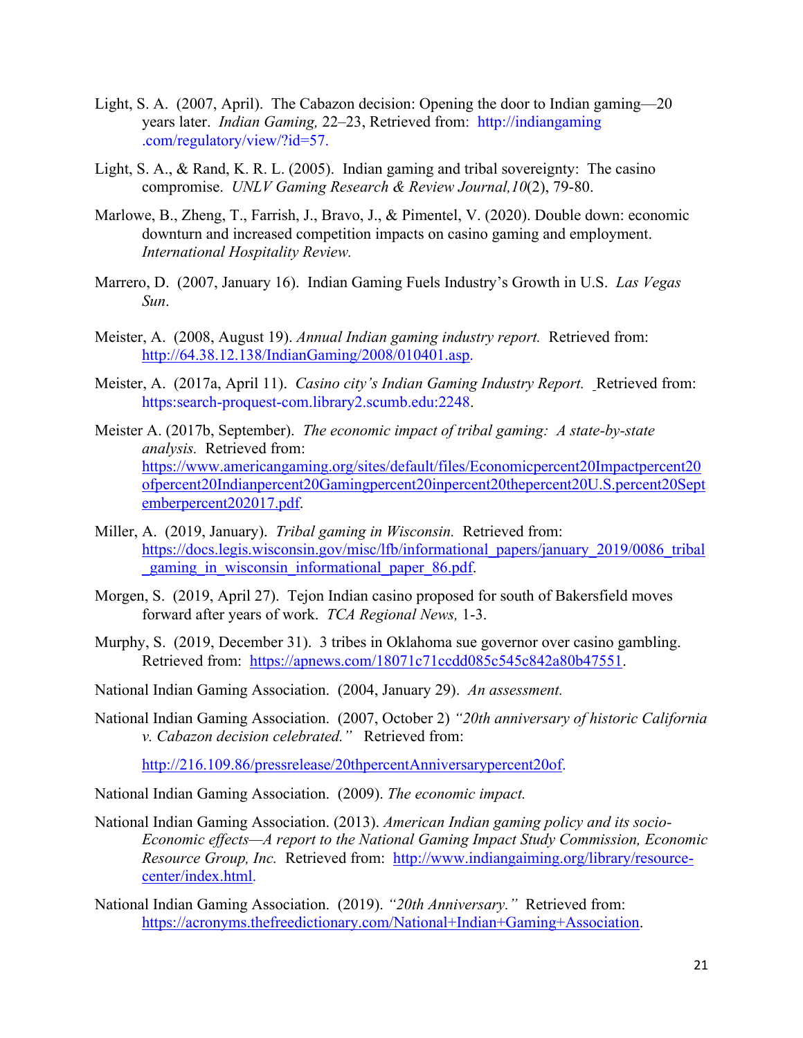Light, S. A. (2007, April). The Cabazon decision: Opening the door to Indian gaming—20 years later. *Indian Gaming,* 22–23, Retrieved from: http://indiangaming .com/regulatory/view/?id=57.

Light, S. A., & Rand, K. R. L. (2005). Indian gaming and tribal sovereignty: The casino compromise. *UNLV Gaming Research & Review Journal,10*(2), 79-80.

Marlowe, B., Zheng, T., Farrish, J., Bravo, J., & Pimentel, V. (2020). Double down: economic downturn and increased competition impacts on casino gaming and employment. *International Hospitality Review.*

Marrero, D. (2007, January 16). Indian Gaming Fuels Industry's Growth in U.S. *Las Vegas Sun*.

Meister, A. (2008, August 19). *Annual Indian gaming industry report.* Retrieved from: http://64.38.12.138/IndianGaming/2008/010401.asp.

Meister, A. (2017a, April 11). *Casino city's Indian Gaming Industry Report.* Retrieved from: https:search-proquest-com.library2.scumb.edu:2248.

Meister A. (2017b, September). *The economic impact of tribal gaming: A state-by-state analysis.* Retrieved from: https://www.americangaming.org/sites/default/files/Economicpercent20Impactpercent20ofpercent20Indianpercent20Gamingpercent20inpercent20thepercent20U.S.percent20Septemberpercent202017.pdf.

Miller, A. (2019, January). *Tribal gaming in Wisconsin.* Retrieved from: https://docs.legis.wisconsin.gov/misc/lfb/informational_papers/january_2019/0086_tribal_gaming_in_wisconsin_informational_paper_86.pdf.

Morgen, S. (2019, April 27). Tejon Indian casino proposed for south of Bakersfield moves forward after years of work. *TCA Regional News,* 1-3.

Murphy, S. (2019, December 31). 3 tribes in Oklahoma sue governor over casino gambling. Retrieved from: https://apnews.com/18071c71ccdd085c545c842a80b47551.

National Indian Gaming Association. (2004, January 29). *An assessment.*

National Indian Gaming Association. (2007, October 2) *"20th anniversary of historic California v. Cabazon decision celebrated."* Retrieved from:

http://216.109.86/pressrelease/20thpercentAnniversarypercent20of.

National Indian Gaming Association. (2009). *The economic impact.*

National Indian Gaming Association. (2013). *American Indian gaming policy and its socio-Economic effects—A report to the National Gaming Impact Study Commission, Economic Resource Group, Inc.* Retrieved from: http://www.indiangaiming.org/library/resource-center/index.html.

National Indian Gaming Association. (2019). *"20th Anniversary."* Retrieved from: https://acronyms.thefreedictionary.com/National+Indian+Gaming+Association.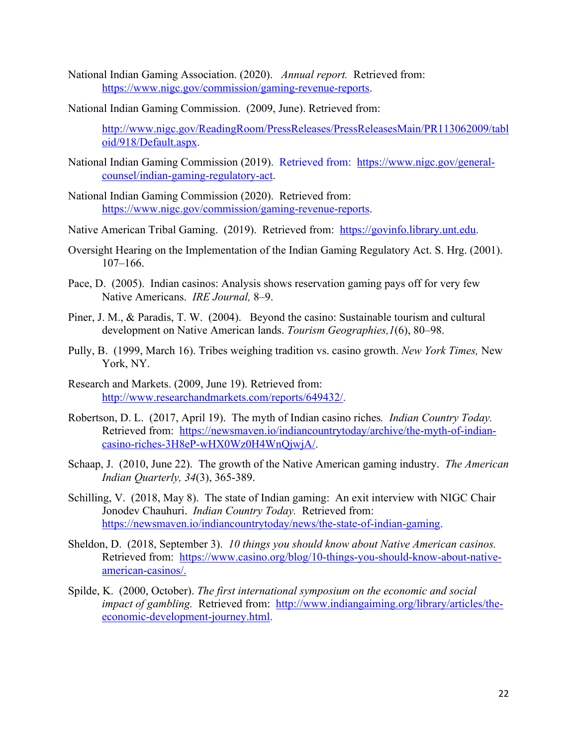National Indian Gaming Association. (2020). *Annual report.* Retrieved from: https://www.nigc.gov/commission/gaming-revenue-reports.

National Indian Gaming Commission. (2009, June). Retrieved from: http://www.nigc.gov/ReadingRoom/PressReleases/PressReleasesMain/PR113062009/tabloid/918/Default.aspx.

National Indian Gaming Commission (2019). Retrieved from: https://www.nigc.gov/general-counsel/indian-gaming-regulatory-act.

National Indian Gaming Commission (2020). Retrieved from: https://www.nigc.gov/commission/gaming-revenue-reports.

Native American Tribal Gaming. (2019). Retrieved from: https://govinfo.library.unt.edu.

Oversight Hearing on the Implementation of the Indian Gaming Regulatory Act. S. Hrg. (2001). 107–166.

Pace, D. (2005). Indian casinos: Analysis shows reservation gaming pays off for very few Native Americans. *IRE Journal,* 8–9.

Piner, J. M., & Paradis, T. W. (2004). Beyond the casino: Sustainable tourism and cultural development on Native American lands. *Tourism Geographies,1*(6), 80–98.

Pully, B. (1999, March 16). Tribes weighing tradition vs. casino growth. *New York Times,* New York, NY.

Research and Markets. (2009, June 19). Retrieved from: http://www.researchandmarkets.com/reports/649432/.

Robertson, D. L. (2017, April 19). The myth of Indian casino riches*.* *Indian Country Today.* Retrieved from: https://newsmaven.io/indiancountrytoday/archive/the-myth-of-indian-casino-riches-3H8eP-wHX0Wz0H4WnQjwjA/.

Schaap, J. (2010, June 22). The growth of the Native American gaming industry. *The American Indian Quarterly, 34*(3), 365-389.

Schilling, V. (2018, May 8). The state of Indian gaming: An exit interview with NIGC Chair Jonodev Chauhuri. *Indian Country Today.* Retrieved from: https://newsmaven.io/indiancountrytoday/news/the-state-of-indian-gaming.

Sheldon, D. (2018, September 3). *10 things you should know about Native American casinos.* Retrieved from: https://www.casino.org/blog/10-things-you-should-know-about-native-american-casinos/.

Spilde, K. (2000, October). *The first international symposium on the economic and social impact of gambling.* Retrieved from: http://www.indiangaiming.org/library/articles/the-economic-development-journey.html.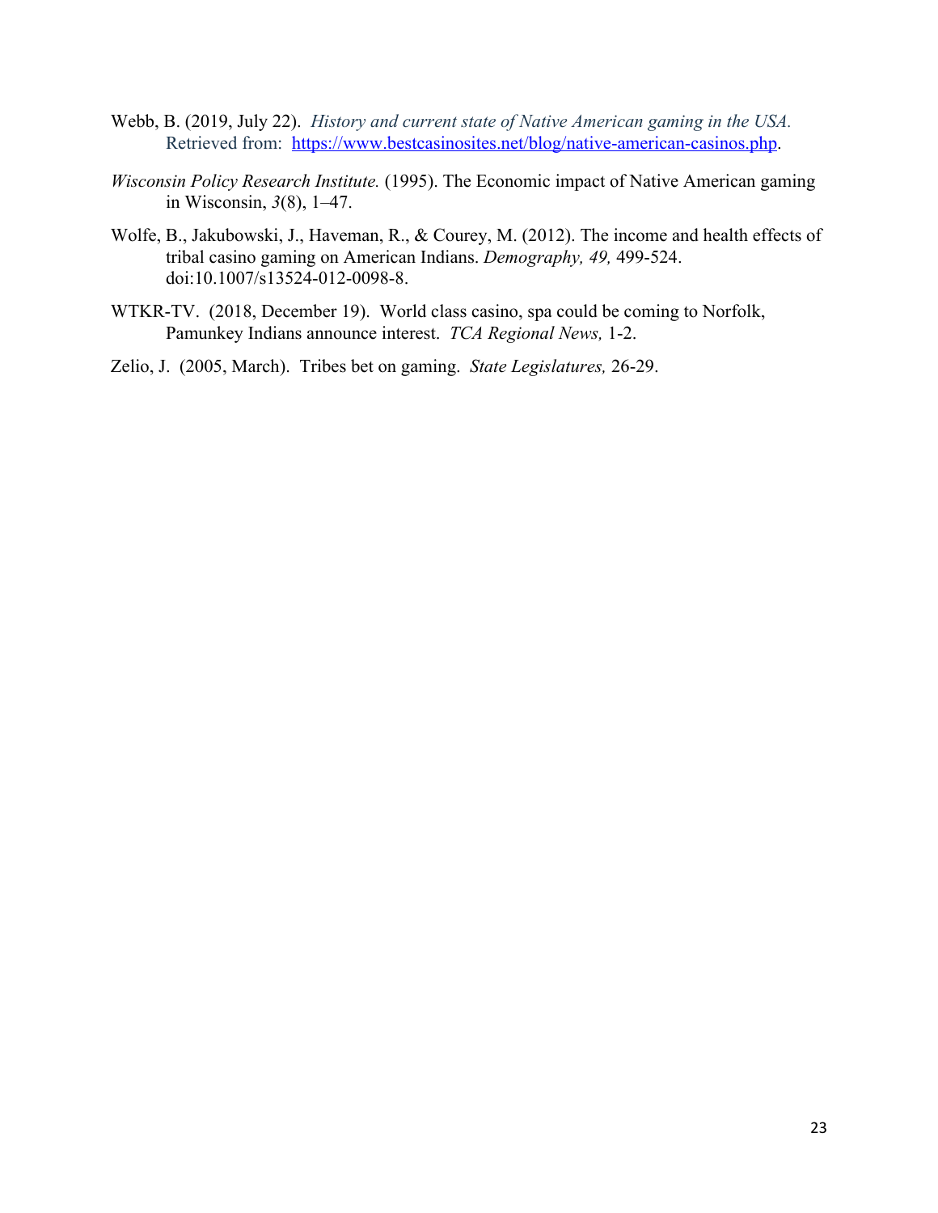Webb, B. (2019, July 22). *History and current state of Native American gaming in the USA.* Retrieved from: [https://www.bestcasinosites.net/blog/native-american-casinos.php](https://www.bestcasinosites.net/blog/native-american-casinos.php).

*Wisconsin Policy Research Institute.* (1995). The Economic impact of Native American gaming in Wisconsin, *3*(8), 1–47.

Wolfe, B., Jakubowski, J., Haveman, R., & Courey, M. (2012). The income and health effects of tribal casino gaming on American Indians. *Demography, 49,* 499-524. doi:10.1007/s13524-012-0098-8.

WTKR-TV. (2018, December 19). World class casino, spa could be coming to Norfolk, Pamunkey Indians announce interest. *TCA Regional News,* 1-2.

Zelio, J. (2005, March). Tribes bet on gaming. *State Legislatures,* 26-29.